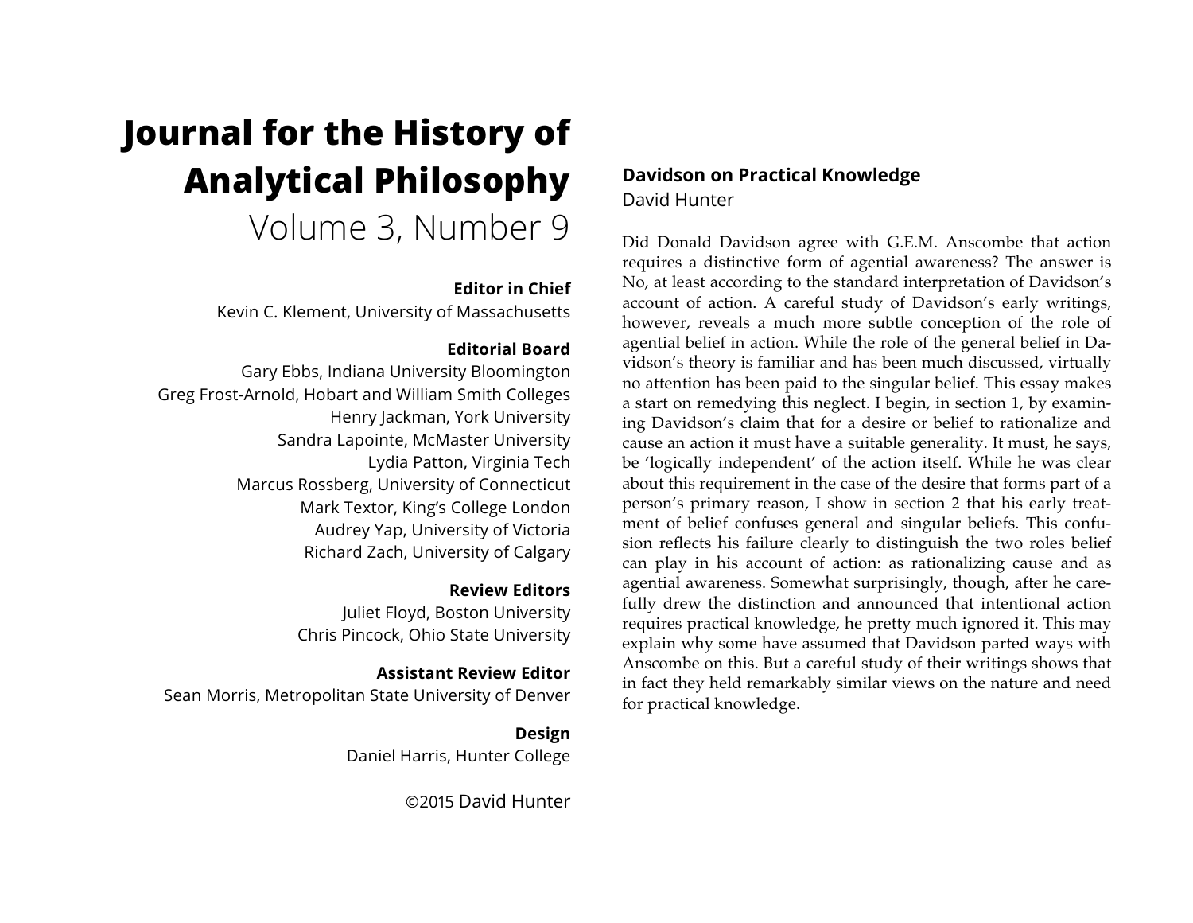# Journal for the History of Analytical Philosophy

Volume 3, Number 9

**Editor in Chief**

Kevin C. Klement, University of Massachusetts

**Editorial Board**

Gary Ebbs, Indiana University Bloomington
Greg Frost-Arnold, Hobart and William Smith Colleges
Henry Jackman, York University
Sandra Lapointe, McMaster University
Lydia Patton, Virginia Tech
Marcus Rossberg, University of Connecticut
Mark Textor, King's College London
Audrey Yap, University of Victoria
Richard Zach, University of Calgary

**Review Editors**

Juliet Floyd, Boston University
Chris Pincock, Ohio State University

**Assistant Review Editor**

Sean Morris, Metropolitan State University of Denver

**Design**

Daniel Harris, Hunter College

©2015 David Hunter

## Davidson on Practical Knowledge

David Hunter

Did Donald Davidson agree with G.E.M. Anscombe that action requires a distinctive form of agential awareness? The answer is No, at least according to the standard interpretation of Davidson's account of action. A careful study of Davidson's early writings, however, reveals a much more subtle conception of the role of agential belief in action. While the role of the general belief in Davidson's theory is familiar and has been much discussed, virtually no attention has been paid to the singular belief. This essay makes a start on remedying this neglect. I begin, in section 1, by examining Davidson's claim that for a desire or belief to rationalize and cause an action it must have a suitable generality. It must, he says, be 'logically independent' of the action itself. While he was clear about this requirement in the case of the desire that forms part of a person's primary reason, I show in section 2 that his early treatment of belief confuses general and singular beliefs. This confusion reflects his failure clearly to distinguish the two roles belief can play in his account of action: as rationalizing cause and as agential awareness. Somewhat surprisingly, though, after he carefully drew the distinction and announced that intentional action requires practical knowledge, he pretty much ignored it. This may explain why some have assumed that Davidson parted ways with Anscombe on this. But a careful study of their writings shows that in fact they held remarkably similar views on the nature and need for practical knowledge.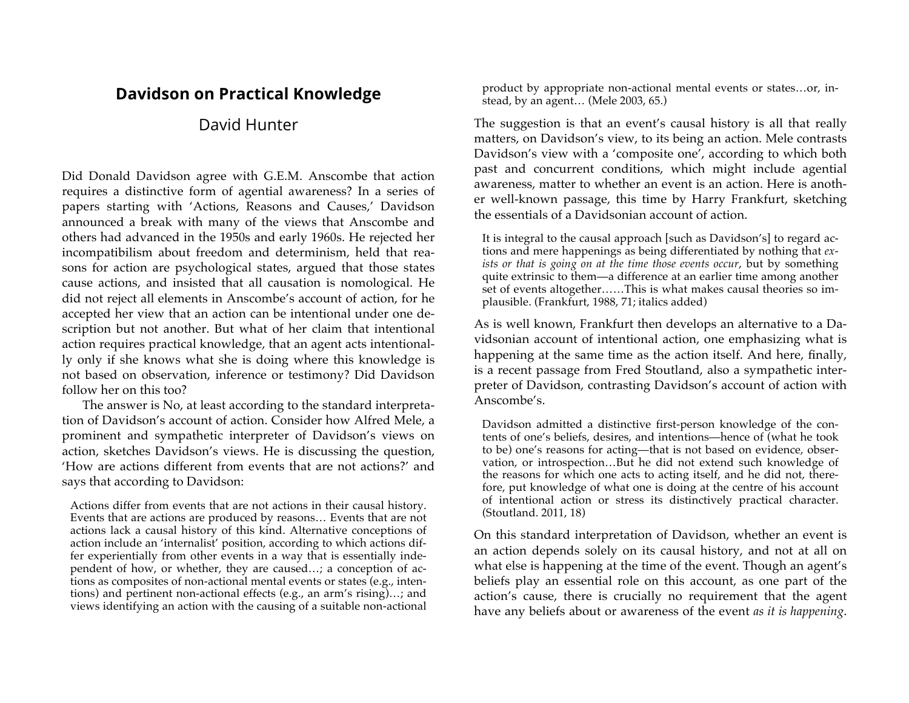# Davidson on Practical Knowledge

David Hunter

Did Donald Davidson agree with G.E.M. Anscombe that action requires a distinctive form of agential awareness? In a series of papers starting with 'Actions, Reasons and Causes,' Davidson announced a break with many of the views that Anscombe and others had advanced in the 1950s and early 1960s. He rejected her incompatibilism about freedom and determinism, held that reasons for action are psychological states, argued that those states cause actions, and insisted that all causation is nomological. He did not reject all elements in Anscombe's account of action, for he accepted her view that an action can be intentional under one description but not another. But what of her claim that intentional action requires practical knowledge, that an agent acts intentionally only if she knows what she is doing where this knowledge is not based on observation, inference or testimony? Did Davidson follow her on this too?

The answer is No, at least according to the standard interpretation of Davidson's account of action. Consider how Alfred Mele, a prominent and sympathetic interpreter of Davidson's views on action, sketches Davidson's views. He is discussing the question, 'How are actions different from events that are not actions?' and says that according to Davidson:

> Actions differ from events that are not actions in their causal history. Events that are actions are produced by reasons… Events that are not actions lack a causal history of this kind. Alternative conceptions of action include an 'internalist' position, according to which actions differ experientially from other events in a way that is essentially independent of how, or whether, they are caused…; a conception of actions as composites of non-actional mental events or states (e.g., intentions) and pertinent non-actional effects (e.g., an arm's rising)…; and views identifying an action with the causing of a suitable non-actional product by appropriate non-actional mental events or states…or, instead, by an agent… (Mele 2003, 65.)

The suggestion is that an event's causal history is all that really matters, on Davidson's view, to its being an action. Mele contrasts Davidson's view with a 'composite one', according to which both past and concurrent conditions, which might include agential awareness, matter to whether an event is an action. Here is another well-known passage, this time by Harry Frankfurt, sketching the essentials of a Davidsonian account of action.

> It is integral to the causal approach [such as Davidson's] to regard actions and mere happenings as being differentiated by nothing that *exists or that is going on at the time those events occur*, but by something quite extrinsic to them—a difference at an earlier time among another set of events altogether……This is what makes causal theories so implausible. (Frankfurt, 1988, 71; italics added)

As is well known, Frankfurt then develops an alternative to a Davidsonian account of intentional action, one emphasizing what is happening at the same time as the action itself. And here, finally, is a recent passage from Fred Stoutland, also a sympathetic interpreter of Davidson, contrasting Davidson's account of action with Anscombe's.

> Davidson admitted a distinctive first-person knowledge of the contents of one's beliefs, desires, and intentions—hence of (what he took to be) one's reasons for acting—that is not based on evidence, observation, or introspection…But he did not extend such knowledge of the reasons for which one acts to acting itself, and he did not, therefore, put knowledge of what one is doing at the centre of his account of intentional action or stress its distinctively practical character. (Stoutland. 2011, 18)

On this standard interpretation of Davidson, whether an event is an action depends solely on its causal history, and not at all on what else is happening at the time of the event. Though an agent's beliefs play an essential role on this account, as one part of the action's cause, there is crucially no requirement that the agent have any beliefs about or awareness of the event *as it is happening*.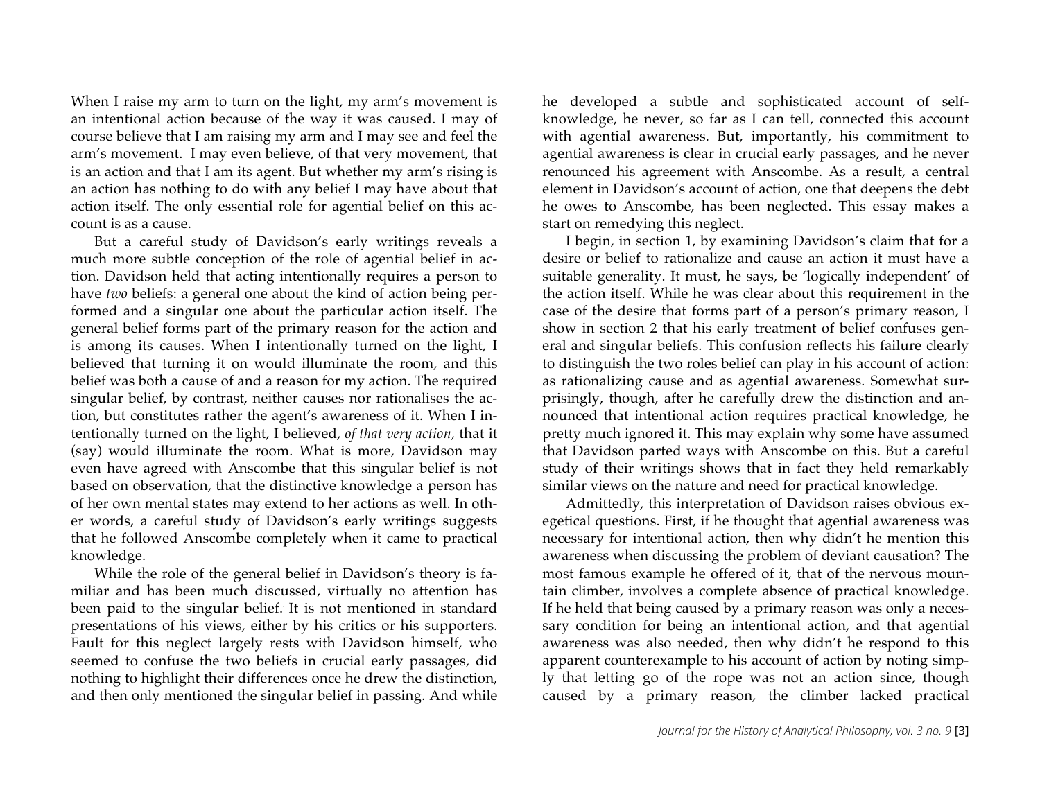When I raise my arm to turn on the light, my arm's movement is an intentional action because of the way it was caused. I may of course believe that I am raising my arm and I may see and feel the arm's movement. I may even believe, of that very movement, that is an action and that I am its agent. But whether my arm's rising is an action has nothing to do with any belief I may have about that action itself. The only essential role for agential belief on this account is as a cause.

But a careful study of Davidson's early writings reveals a much more subtle conception of the role of agential belief in action. Davidson held that acting intentionally requires a person to have *two* beliefs: a general one about the kind of action being performed and a singular one about the particular action itself. The general belief forms part of the primary reason for the action and is among its causes. When I intentionally turned on the light, I believed that turning it on would illuminate the room, and this belief was both a cause of and a reason for my action. The required singular belief, by contrast, neither causes nor rationalises the action, but constitutes rather the agent's awareness of it. When I intentionally turned on the light, I believed, *of that very action*, that it (say) would illuminate the room. What is more, Davidson may even have agreed with Anscombe that this singular belief is not based on observation, that the distinctive knowledge a person has of her own mental states may extend to her actions as well. In other words, a careful study of Davidson's early writings suggests that he followed Anscombe completely when it came to practical knowledge.

While the role of the general belief in Davidson's theory is familiar and has been much discussed, virtually no attention has been paid to the singular belief.[1] It is not mentioned in standard presentations of his views, either by his critics or his supporters. Fault for this neglect largely rests with Davidson himself, who seemed to confuse the two beliefs in crucial early passages, did nothing to highlight their differences once he drew the distinction, and then only mentioned the singular belief in passing. And while he developed a subtle and sophisticated account of self-knowledge, he never, so far as I can tell, connected this account with agential awareness. But, importantly, his commitment to agential awareness is clear in crucial early passages, and he never renounced his agreement with Anscombe. As a result, a central element in Davidson's account of action, one that deepens the debt he owes to Anscombe, has been neglected. This essay makes a start on remedying this neglect.

I begin, in section 1, by examining Davidson's claim that for a desire or belief to rationalize and cause an action it must have a suitable generality. It must, he says, be 'logically independent' of the action itself. While he was clear about this requirement in the case of the desire that forms part of a person's primary reason, I show in section 2 that his early treatment of belief confuses general and singular beliefs. This confusion reflects his failure clearly to distinguish the two roles belief can play in his account of action: as rationalizing cause and as agential awareness. Somewhat surprisingly, though, after he carefully drew the distinction and announced that intentional action requires practical knowledge, he pretty much ignored it. This may explain why some have assumed that Davidson parted ways with Anscombe on this. But a careful study of their writings shows that in fact they held remarkably similar views on the nature and need for practical knowledge.

Admittedly, this interpretation of Davidson raises obvious exegetical questions. First, if he thought that agential awareness was necessary for intentional action, then why didn't he mention this awareness when discussing the problem of deviant causation? The most famous example he offered of it, that of the nervous mountain climber, involves a complete absence of practical knowledge. If he held that being caused by a primary reason was only a necessary condition for being an intentional action, and that agential awareness was also needed, then why didn't he respond to this apparent counterexample to his account of action by noting simply that letting go of the rope was not an action since, though caused by a primary reason, the climber lacked practical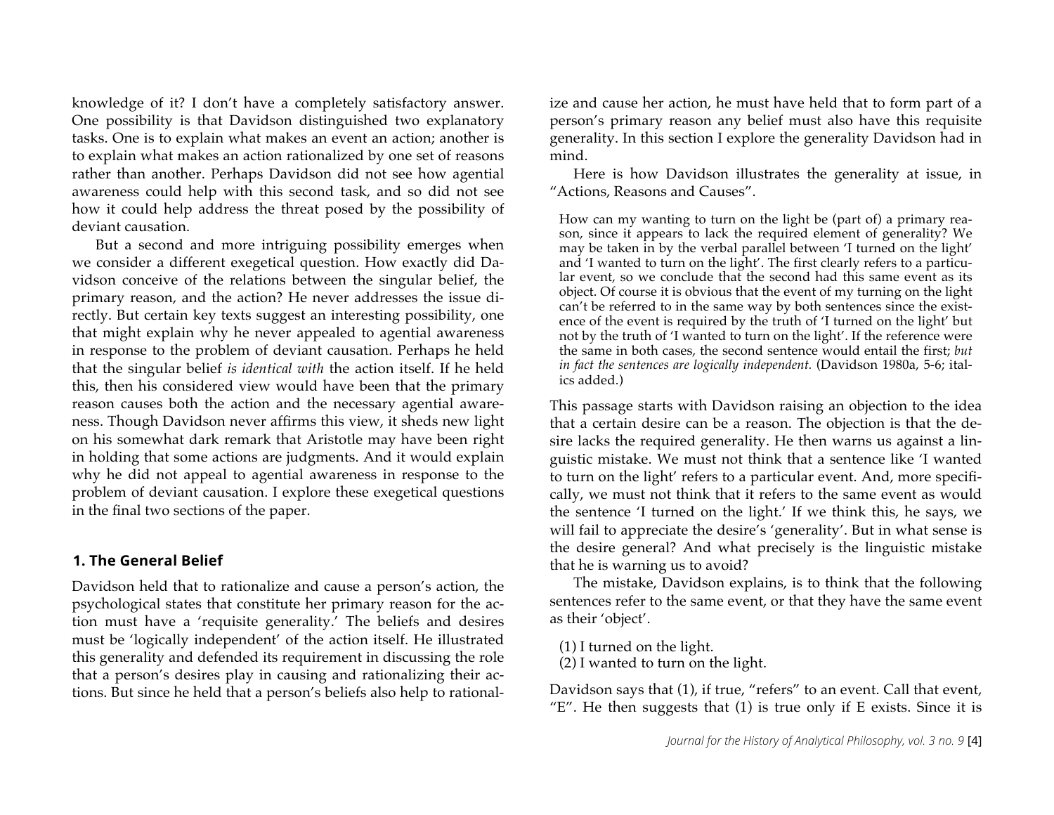knowledge of it? I don't have a completely satisfactory answer. One possibility is that Davidson distinguished two explanatory tasks. One is to explain what makes an event an action; another is to explain what makes an action rationalized by one set of reasons rather than another. Perhaps Davidson did not see how agential awareness could help with this second task, and so did not see how it could help address the threat posed by the possibility of deviant causation.

But a second and more intriguing possibility emerges when we consider a different exegetical question. How exactly did Davidson conceive of the relations between the singular belief, the primary reason, and the action? He never addresses the issue directly. But certain key texts suggest an interesting possibility, one that might explain why he never appealed to agential awareness in response to the problem of deviant causation. Perhaps he held that the singular belief *is identical with* the action itself. If he held this, then his considered view would have been that the primary reason causes both the action and the necessary agential awareness. Though Davidson never affirms this view, it sheds new light on his somewhat dark remark that Aristotle may have been right in holding that some actions are judgments. And it would explain why he did not appeal to agential awareness in response to the problem of deviant causation. I explore these exegetical questions in the final two sections of the paper.

## 1. The General Belief

Davidson held that to rationalize and cause a person's action, the psychological states that constitute her primary reason for the action must have a 'requisite generality.' The beliefs and desires must be 'logically independent' of the action itself. He illustrated this generality and defended its requirement in discussing the role that a person's desires play in causing and rationalizing their actions. But since he held that a person's beliefs also help to rationalize and cause her action, he must have held that to form part of a person's primary reason any belief must also have this requisite generality. In this section I explore the generality Davidson had in mind.

Here is how Davidson illustrates the generality at issue, in "Actions, Reasons and Causes".

> How can my wanting to turn on the light be (part of) a primary reason, since it appears to lack the required element of generality? We may be taken in by the verbal parallel between 'I turned on the light' and 'I wanted to turn on the light'. The first clearly refers to a particular event, so we conclude that the second had this same event as its object. Of course it is obvious that the event of my turning on the light can't be referred to in the same way by both sentences since the existence of the event is required by the truth of 'I turned on the light' but not by the truth of 'I wanted to turn on the light'. If the reference were the same in both cases, the second sentence would entail the first; *but in fact the sentences are logically independent.* (Davidson 1980a, 5-6; italics added.)

This passage starts with Davidson raising an objection to the idea that a certain desire can be a reason. The objection is that the desire lacks the required generality. He then warns us against a linguistic mistake. We must not think that a sentence like 'I wanted to turn on the light' refers to a particular event. And, more specifically, we must not think that it refers to the same event as would the sentence 'I turned on the light.' If we think this, he says, we will fail to appreciate the desire's 'generality'. But in what sense is the desire general? And what precisely is the linguistic mistake that he is warning us to avoid?

The mistake, Davidson explains, is to think that the following sentences refer to the same event, or that they have the same event as their 'object'.

(1) I turned on the light.
(2) I wanted to turn on the light.

Davidson says that (1), if true, "refers" to an event. Call that event, "E". He then suggests that (1) is true only if E exists. Since it is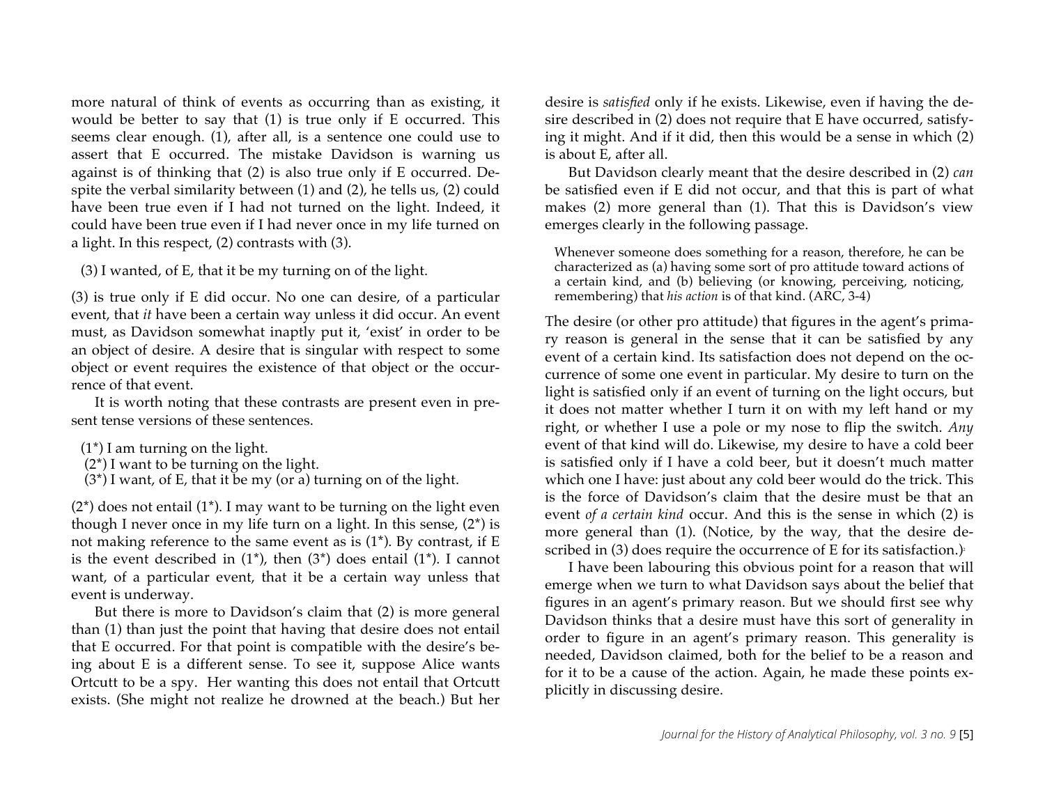more natural of think of events as occurring than as existing, it would be better to say that (1) is true only if E occurred. This seems clear enough. (1), after all, is a sentence one could use to assert that E occurred. The mistake Davidson is warning us against is of thinking that (2) is also true only if E occurred. Despite the verbal similarity between (1) and (2), he tells us, (2) could have been true even if I had not turned on the light. Indeed, it could have been true even if I had never once in my life turned on a light. In this respect, (2) contrasts with (3).

(3) I wanted, of E, that it be my turning on of the light.

(3) is true only if E did occur. No one can desire, of a particular event, that *it* have been a certain way unless it did occur. An event must, as Davidson somewhat inaptly put it, 'exist' in order to be an object of desire. A desire that is singular with respect to some object or event requires the existence of that object or the occurrence of that event.

It is worth noting that these contrasts are present even in present tense versions of these sentences.

(1*) I am turning on the light.
(2*) I want to be turning on the light.
(3*) I want, of E, that it be my (or a) turning on of the light.

(2*) does not entail (1*). I may want to be turning on the light even though I never once in my life turn on a light. In this sense, (2*) is not making reference to the same event as is (1*). By contrast, if E is the event described in (1*), then (3*) does entail (1*). I cannot want, of a particular event, that it be a certain way unless that event is underway.

But there is more to Davidson's claim that (2) is more general than (1) than just the point that having that desire does not entail that E occurred. For that point is compatible with the desire's being about E is a different sense. To see it, suppose Alice wants Ortcutt to be a spy. Her wanting this does not entail that Ortcutt exists. (She might not realize he drowned at the beach.) But her desire is *satisfied* only if he exists. Likewise, even if having the desire described in (2) does not require that E have occurred, satisfying it might. And if it did, then this would be a sense in which (2) is about E, after all.

But Davidson clearly meant that the desire described in (2) *can* be satisfied even if E did not occur, and that this is part of what makes (2) more general than (1). That this is Davidson's view emerges clearly in the following passage.

> Whenever someone does something for a reason, therefore, he can be characterized as (a) having some sort of pro attitude toward actions of a certain kind, and (b) believing (or knowing, perceiving, noticing, remembering) that *his action* is of that kind. (ARC, 3-4)

The desire (or other pro attitude) that figures in the agent's primary reason is general in the sense that it can be satisfied by any event of a certain kind. Its satisfaction does not depend on the occurrence of some one event in particular. My desire to turn on the light is satisfied only if an event of turning on the light occurs, but it does not matter whether I turn it on with my left hand or my right, or whether I use a pole or my nose to flip the switch. *Any* event of that kind will do. Likewise, my desire to have a cold beer is satisfied only if I have a cold beer, but it doesn't much matter which one I have: just about any cold beer would do the trick. This is the force of Davidson's claim that the desire must be that an event *of a certain kind* occur. And this is the sense in which (2) is more general than (1). (Notice, by the way, that the desire described in (3) does require the occurrence of E for its satisfaction.)[2]

I have been labouring this obvious point for a reason that will emerge when we turn to what Davidson says about the belief that figures in an agent's primary reason. But we should first see why Davidson thinks that a desire must have this sort of generality in order to figure in an agent's primary reason. This generality is needed, Davidson claimed, both for the belief to be a reason and for it to be a cause of the action. Again, he made these points explicitly in discussing desire.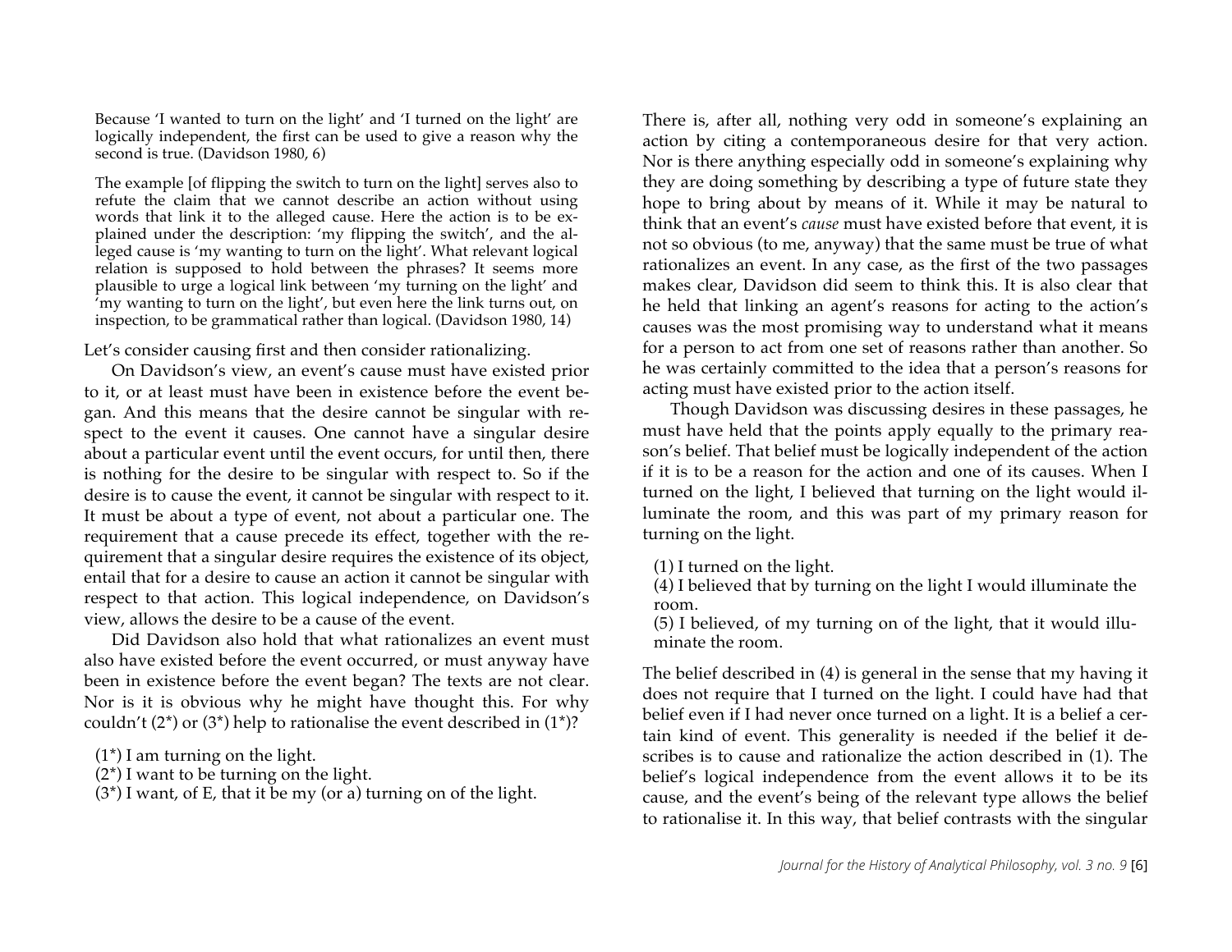> Because 'I wanted to turn on the light' and 'I turned on the light' are logically independent, the first can be used to give a reason why the second is true. (Davidson 1980, 6)

> The example [of flipping the switch to turn on the light] serves also to refute the claim that we cannot describe an action without using words that link it to the alleged cause. Here the action is to be explained under the description: 'my flipping the switch', and the alleged cause is 'my wanting to turn on the light'. What relevant logical relation is supposed to hold between the phrases? It seems more plausible to urge a logical link between 'my turning on the light' and 'my wanting to turn on the light', but even here the link turns out, on inspection, to be grammatical rather than logical. (Davidson 1980, 14)

Let's consider causing first and then consider rationalizing.

On Davidson's view, an event's cause must have existed prior to it, or at least must have been in existence before the event began. And this means that the desire cannot be singular with respect to the event it causes. One cannot have a singular desire about a particular event until the event occurs, for until then, there is nothing for the desire to be singular with respect to. So if the desire is to cause the event, it cannot be singular with respect to it. It must be about a type of event, not about a particular one. The requirement that a cause precede its effect, together with the requirement that a singular desire requires the existence of its object, entail that for a desire to cause an action it cannot be singular with respect to that action. This logical independence, on Davidson's view, allows the desire to be a cause of the event.

Did Davidson also hold that what rationalizes an event must also have existed before the event occurred, or must anyway have been in existence before the event began? The texts are not clear. Nor is it is obvious why he might have thought this. For why couldn't (2*) or (3*) help to rationalise the event described in (1*)?

(1*) I am turning on the light.
(2*) I want to be turning on the light.
(3*) I want, of E, that it be my (or a) turning on of the light.

There is, after all, nothing very odd in someone's explaining an action by citing a contemporaneous desire for that very action. Nor is there anything especially odd in someone's explaining why they are doing something by describing a type of future state they hope to bring about by means of it. While it may be natural to think that an event's *cause* must have existed before that event, it is not so obvious (to me, anyway) that the same must be true of what rationalizes an event. In any case, as the first of the two passages makes clear, Davidson did seem to think this. It is also clear that he held that linking an agent's reasons for acting to the action's causes was the most promising way to understand what it means for a person to act from one set of reasons rather than another. So he was certainly committed to the idea that a person's reasons for acting must have existed prior to the action itself.

Though Davidson was discussing desires in these passages, he must have held that the points apply equally to the primary reason's belief. That belief must be logically independent of the action if it is to be a reason for the action and one of its causes. When I turned on the light, I believed that turning on the light would illuminate the room, and this was part of my primary reason for turning on the light.

(1) I turned on the light.
(4) I believed that by turning on the light I would illuminate the room.
(5) I believed, of my turning on of the light, that it would illuminate the room.

The belief described in (4) is general in the sense that my having it does not require that I turned on the light. I could have had that belief even if I had never once turned on a light. It is a belief a certain kind of event. This generality is needed if the belief it describes is to cause and rationalize the action described in (1). The belief's logical independence from the event allows it to be its cause, and the event's being of the relevant type allows the belief to rationalise it. In this way, that belief contrasts with the singular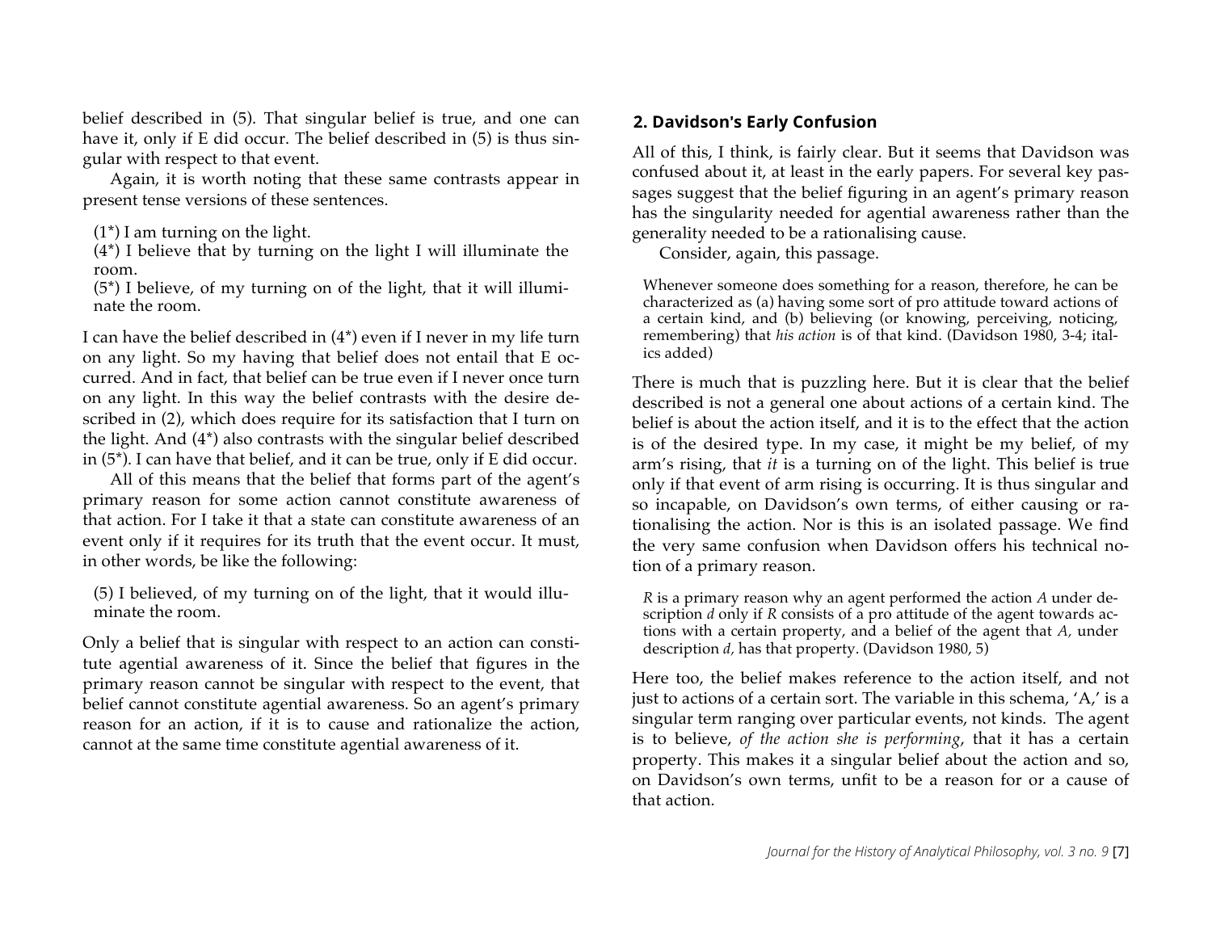belief described in (5). That singular belief is true, and one can have it, only if E did occur. The belief described in (5) is thus singular with respect to that event.

Again, it is worth noting that these same contrasts appear in present tense versions of these sentences.

(1*) I am turning on the light.
(4*) I believe that by turning on the light I will illuminate the room.
(5*) I believe, of my turning on of the light, that it will illuminate the room.

I can have the belief described in (4*) even if I never in my life turn on any light. So my having that belief does not entail that E occurred. And in fact, that belief can be true even if I never once turn on any light. In this way the belief contrasts with the desire described in (2), which does require for its satisfaction that I turn on the light. And (4*) also contrasts with the singular belief described in (5*). I can have that belief, and it can be true, only if E did occur.

All of this means that the belief that forms part of the agent's primary reason for some action cannot constitute awareness of that action. For I take it that a state can constitute awareness of an event only if it requires for its truth that the event occur. It must, in other words, be like the following:

(5) I believed, of my turning on of the light, that it would illuminate the room.

Only a belief that is singular with respect to an action can constitute agential awareness of it. Since the belief that figures in the primary reason cannot be singular with respect to the event, that belief cannot constitute agential awareness. So an agent's primary reason for an action, if it is to cause and rationalize the action, cannot at the same time constitute agential awareness of it.

## 2. Davidson's Early Confusion

All of this, I think, is fairly clear. But it seems that Davidson was confused about it, at least in the early papers. For several key passages suggest that the belief figuring in an agent's primary reason has the singularity needed for agential awareness rather than the generality needed to be a rationalising cause.

Consider, again, this passage.

> Whenever someone does something for a reason, therefore, he can be characterized as (a) having some sort of pro attitude toward actions of a certain kind, and (b) believing (or knowing, perceiving, noticing, remembering) that *his action* is of that kind. (Davidson 1980, 3-4; italics added)

There is much that is puzzling here. But it is clear that the belief described is not a general one about actions of a certain kind. The belief is about the action itself, and it is to the effect that the action is of the desired type. In my case, it might be my belief, of my arm's rising, that *it* is a turning on of the light. This belief is true only if that event of arm rising is occurring. It is thus singular and so incapable, on Davidson's own terms, of either causing or rationalising the action. Nor is this is an isolated passage. We find the very same confusion when Davidson offers his technical notion of a primary reason.

> *R* is a primary reason why an agent performed the action *A* under description *d* only if *R* consists of a pro attitude of the agent towards actions with a certain property, and a belief of the agent that *A*, under description *d*, has that property. (Davidson 1980, 5)

Here too, the belief makes reference to the action itself, and not just to actions of a certain sort. The variable in this schema, 'A,' is a singular term ranging over particular events, not kinds. The agent is to believe, *of the action she is performing*, that it has a certain property. This makes it a singular belief about the action and so, on Davidson's own terms, unfit to be a reason for or a cause of that action.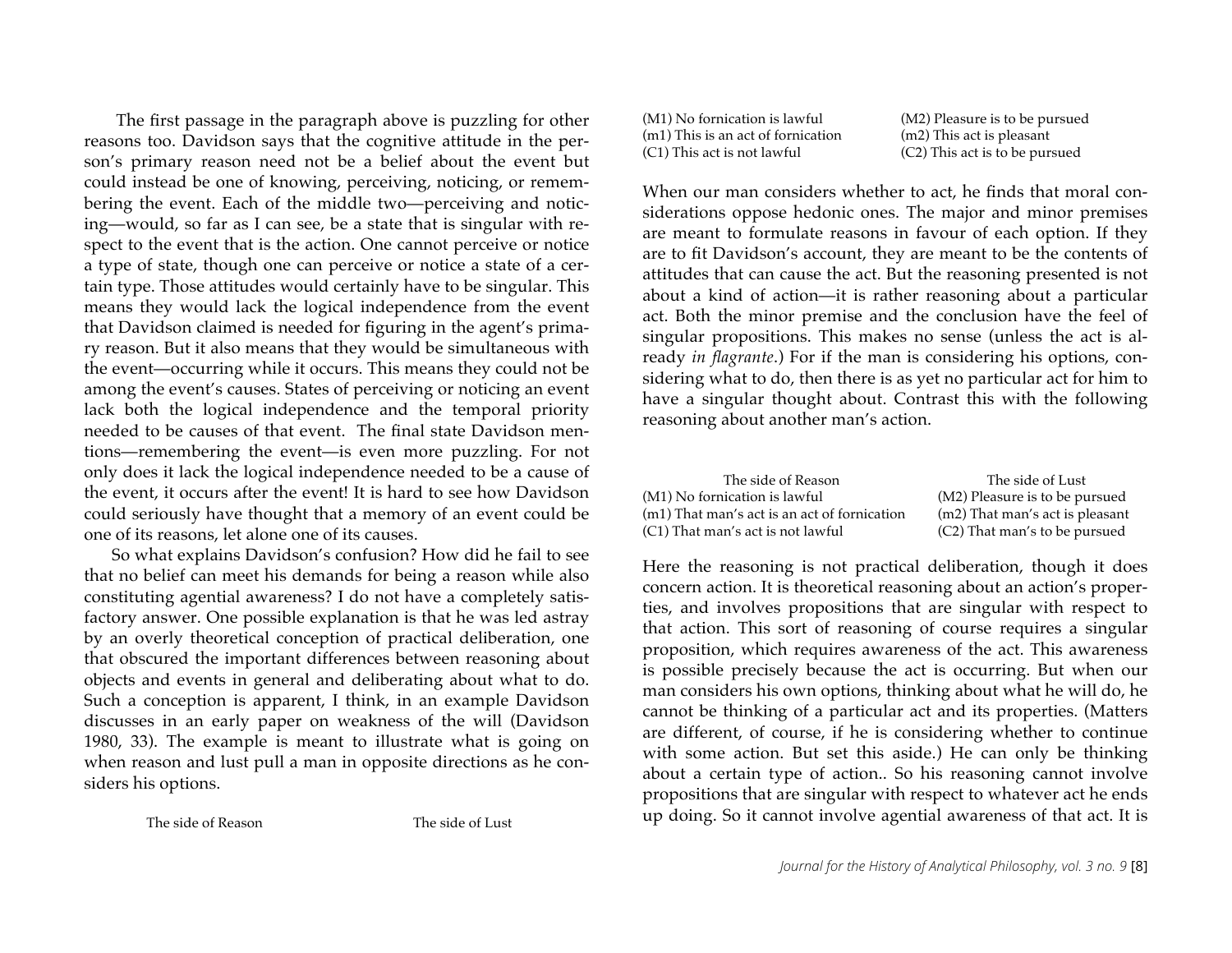The first passage in the paragraph above is puzzling for other reasons too. Davidson says that the cognitive attitude in the person's primary reason need not be a belief about the event but could instead be one of knowing, perceiving, noticing, or remembering the event. Each of the middle two—perceiving and noticing—would, so far as I can see, be a state that is singular with respect to the event that is the action. One cannot perceive or notice a type of state, though one can perceive or notice a state of a certain type. Those attitudes would certainly have to be singular. This means they would lack the logical independence from the event that Davidson claimed is needed for figuring in the agent's primary reason. But it also means that they would be simultaneous with the event—occurring while it occurs. This means they could not be among the event's causes. States of perceiving or noticing an event lack both the logical independence and the temporal priority needed to be causes of that event. The final state Davidson mentions—remembering the event—is even more puzzling. For not only does it lack the logical independence needed to be a cause of the event, it occurs after the event! It is hard to see how Davidson could seriously have thought that a memory of an event could be one of its reasons, let alone one of its causes.

So what explains Davidson's confusion? How did he fail to see that no belief can meet his demands for being a reason while also constituting agential awareness? I do not have a completely satisfactory answer. One possible explanation is that he was led astray by an overly theoretical conception of practical deliberation, one that obscured the important differences between reasoning about objects and events in general and deliberating about what to do. Such a conception is apparent, I think, in an example Davidson discusses in an early paper on weakness of the will (Davidson 1980, 33). The example is meant to illustrate what is going on when reason and lust pull a man in opposite directions as he considers his options.

| The side of Reason | The side of Lust |
|---|---|
| (M1) No fornication is lawful | (M2) Pleasure is to be pursued |
| (m1) This is an act of fornication | (m2) This act is pleasant |
| (C1) This act is not lawful | (C2) This act is to be pursued |

When our man considers whether to act, he finds that moral considerations oppose hedonic ones. The major and minor premises are meant to formulate reasons in favour of each option. If they are to fit Davidson's account, they are meant to be the contents of attitudes that can cause the act. But the reasoning presented is not about a kind of action—it is rather reasoning about a particular act. Both the minor premise and the conclusion have the feel of singular propositions. This makes no sense (unless the act is already *in flagrante*.) For if the man is considering his options, considering what to do, then there is as yet no particular act for him to have a singular thought about. Contrast this with the following reasoning about another man's action.

| The side of Reason | The side of Lust |
|---|---|
| (M1) No fornication is lawful | (M2) Pleasure is to be pursued |
| (m1) That man's act is an act of fornication | (m2) That man's act is pleasant |
| (C1) That man's act is not lawful | (C2) That man's to be pursued |

Here the reasoning is not practical deliberation, though it does concern action. It is theoretical reasoning about an action's properties, and involves propositions that are singular with respect to that action. This sort of reasoning of course requires a singular proposition, which requires awareness of the act. This awareness is possible precisely because the act is occurring. But when our man considers his own options, thinking about what he will do, he cannot be thinking of a particular act and its properties. (Matters are different, of course, if he is considering whether to continue with some action. But set this aside.) He can only be thinking about a certain type of action.. So his reasoning cannot involve propositions that are singular with respect to whatever act he ends up doing. So it cannot involve agential awareness of that act. It is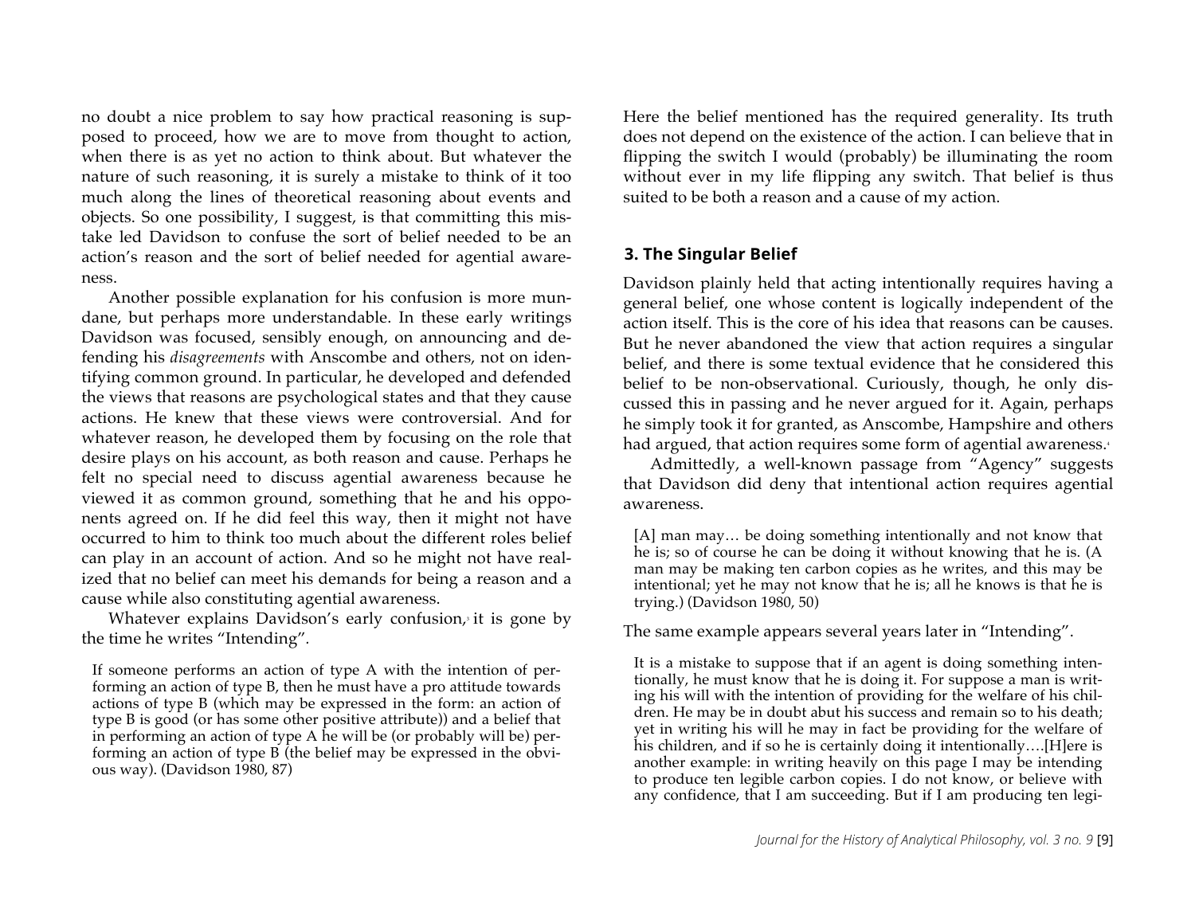no doubt a nice problem to say how practical reasoning is supposed to proceed, how we are to move from thought to action, when there is as yet no action to think about. But whatever the nature of such reasoning, it is surely a mistake to think of it too much along the lines of theoretical reasoning about events and objects. So one possibility, I suggest, is that committing this mistake led Davidson to confuse the sort of belief needed to be an action's reason and the sort of belief needed for agential awareness.

Another possible explanation for his confusion is more mundane, but perhaps more understandable. In these early writings Davidson was focused, sensibly enough, on announcing and defending his *disagreements* with Anscombe and others, not on identifying common ground. In particular, he developed and defended the views that reasons are psychological states and that they cause actions. He knew that these views were controversial. And for whatever reason, he developed them by focusing on the role that desire plays on his account, as both reason and cause. Perhaps he felt no special need to discuss agential awareness because he viewed it as common ground, something that he and his opponents agreed on. If he did feel this way, then it might not have occurred to him to think too much about the different roles belief can play in an account of action. And so he might not have realized that no belief can meet his demands for being a reason and a cause while also constituting agential awareness.

Whatever explains Davidson's early confusion,[3] it is gone by the time he writes "Intending".

> If someone performs an action of type A with the intention of performing an action of type B, then he must have a pro attitude towards actions of type B (which may be expressed in the form: an action of type B is good (or has some other positive attribute)) and a belief that in performing an action of type A he will be (or probably will be) performing an action of type B (the belief may be expressed in the obvious way). (Davidson 1980, 87)

Here the belief mentioned has the required generality. Its truth does not depend on the existence of the action. I can believe that in flipping the switch I would (probably) be illuminating the room without ever in my life flipping any switch. That belief is thus suited to be both a reason and a cause of my action.

## 3. The Singular Belief

Davidson plainly held that acting intentionally requires having a general belief, one whose content is logically independent of the action itself. This is the core of his idea that reasons can be causes. But he never abandoned the view that action requires a singular belief, and there is some textual evidence that he considered this belief to be non-observational. Curiously, though, he only discussed this in passing and he never argued for it. Again, perhaps he simply took it for granted, as Anscombe, Hampshire and others had argued, that action requires some form of agential awareness.[4]

Admittedly, a well-known passage from "Agency" suggests that Davidson did deny that intentional action requires agential awareness.

> [A] man may… be doing something intentionally and not know that he is; so of course he can be doing it without knowing that he is. (A man may be making ten carbon copies as he writes, and this may be intentional; yet he may not know that he is; all he knows is that he is trying.) (Davidson 1980, 50)

The same example appears several years later in "Intending".

> It is a mistake to suppose that if an agent is doing something intentionally, he must know that he is doing it. For suppose a man is writing his will with the intention of providing for the welfare of his children. He may be in doubt abut his success and remain so to his death; yet in writing his will he may in fact be providing for the welfare of his children, and if so he is certainly doing it intentionally….[H]ere is another example: in writing heavily on this page I may be intending to produce ten legible carbon copies. I do not know, or believe with any confidence, that I am succeeding. But if I am producing ten legi-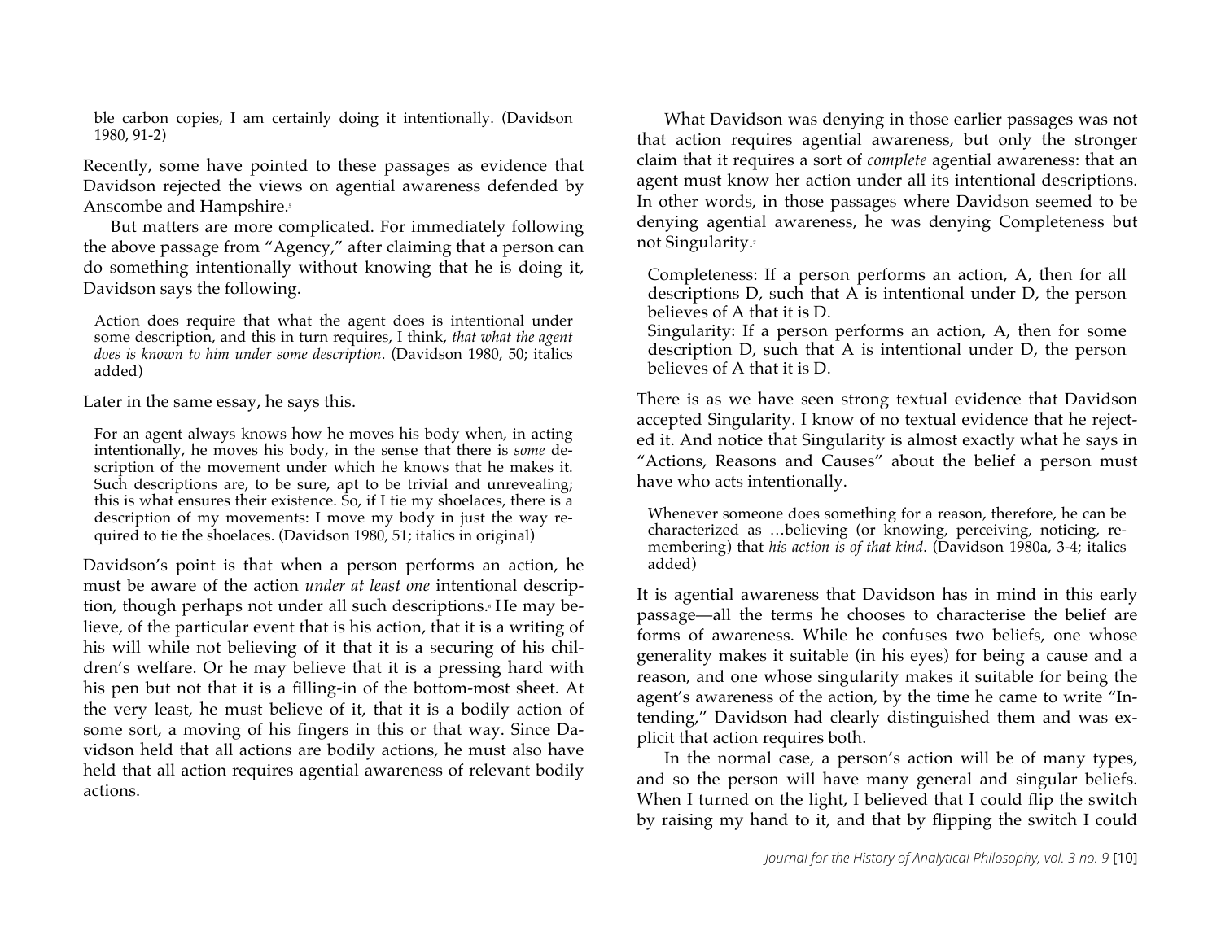ble carbon copies, I am certainly doing it intentionally. (Davidson 1980, 91-2)

Recently, some have pointed to these passages as evidence that Davidson rejected the views on agential awareness defended by Anscombe and Hampshire.[5]

But matters are more complicated. For immediately following the above passage from "Agency," after claiming that a person can do something intentionally without knowing that he is doing it, Davidson says the following.

> Action does require that what the agent does is intentional under some description, and this in turn requires, I think, *that what the agent does is known to him under some description*. (Davidson 1980, 50; italics added)

Later in the same essay, he says this.

> For an agent always knows how he moves his body when, in acting intentionally, he moves his body, in the sense that there is *some* description of the movement under which he knows that he makes it. Such descriptions are, to be sure, apt to be trivial and unrevealing; this is what ensures their existence. So, if I tie my shoelaces, there is a description of my movements: I move my body in just the way required to tie the shoelaces. (Davidson 1980, 51; italics in original)

Davidson's point is that when a person performs an action, he must be aware of the action *under at least one* intentional description, though perhaps not under all such descriptions.[6] He may believe, of the particular event that is his action, that it is a writing of his will while not believing of it that it is a securing of his children's welfare. Or he may believe that it is a pressing hard with his pen but not that it is a filling-in of the bottom-most sheet. At the very least, he must believe of it, that it is a bodily action of some sort, a moving of his fingers in this or that way. Since Davidson held that all actions are bodily actions, he must also have held that all action requires agential awareness of relevant bodily actions.

What Davidson was denying in those earlier passages was not that action requires agential awareness, but only the stronger claim that it requires a sort of *complete* agential awareness: that an agent must know her action under all its intentional descriptions. In other words, in those passages where Davidson seemed to be denying agential awareness, he was denying Completeness but not Singularity.[7]

> Completeness: If a person performs an action, A, then for all descriptions D, such that A is intentional under D, the person believes of A that it is D.
> Singularity: If a person performs an action, A, then for some description D, such that A is intentional under D, the person believes of A that it is D.

There is as we have seen strong textual evidence that Davidson accepted Singularity. I know of no textual evidence that he rejected it. And notice that Singularity is almost exactly what he says in "Actions, Reasons and Causes" about the belief a person must have who acts intentionally.

> Whenever someone does something for a reason, therefore, he can be characterized as …believing (or knowing, perceiving, noticing, remembering) that *his action is of that kind*. (Davidson 1980a, 3-4; italics added)

It is agential awareness that Davidson has in mind in this early passage—all the terms he chooses to characterise the belief are forms of awareness. While he confuses two beliefs, one whose generality makes it suitable (in his eyes) for being a cause and a reason, and one whose singularity makes it suitable for being the agent's awareness of the action, by the time he came to write "Intending," Davidson had clearly distinguished them and was explicit that action requires both.

In the normal case, a person's action will be of many types, and so the person will have many general and singular beliefs. When I turned on the light, I believed that I could flip the switch by raising my hand to it, and that by flipping the switch I could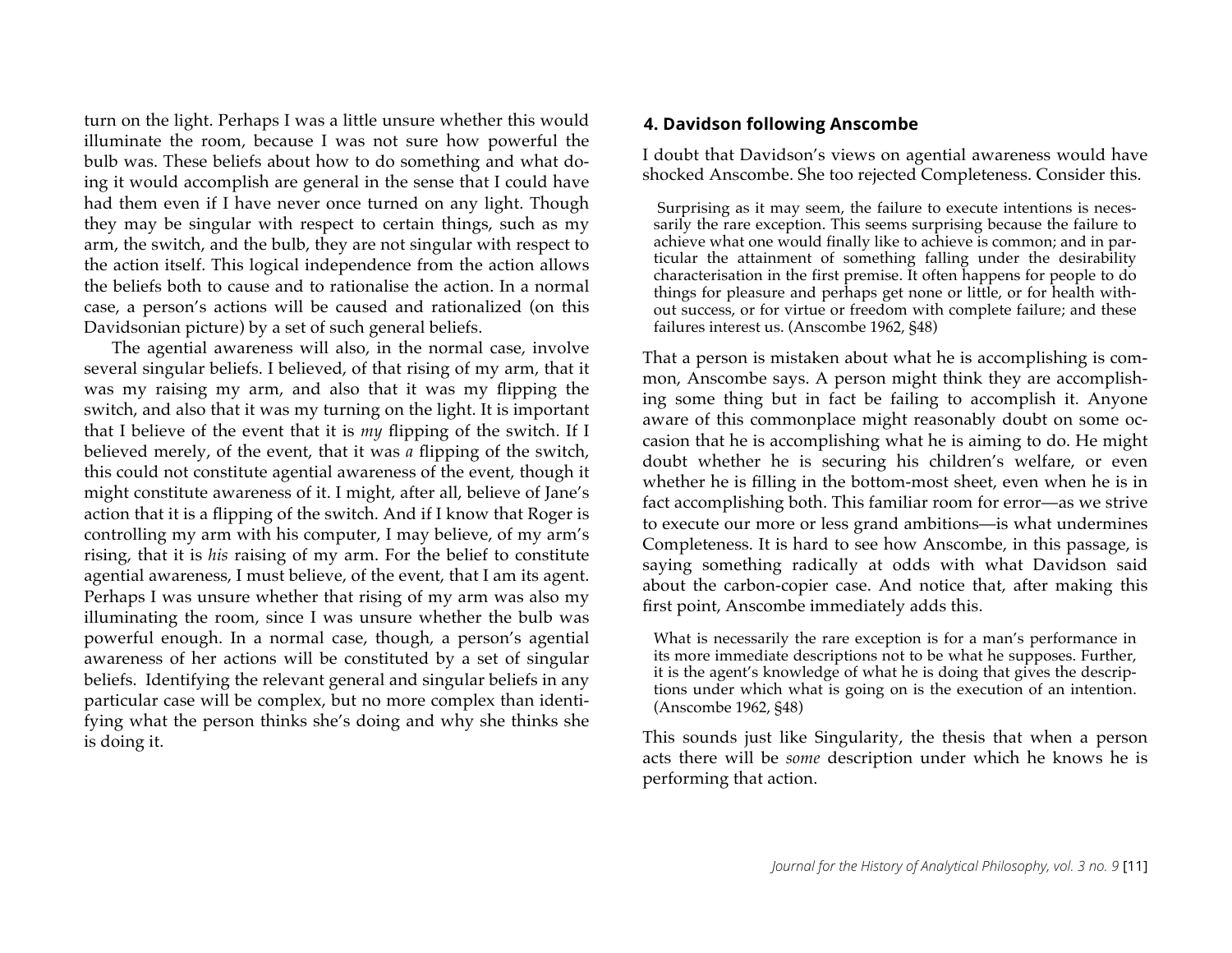turn on the light. Perhaps I was a little unsure whether this would illuminate the room, because I was not sure how powerful the bulb was. These beliefs about how to do something and what doing it would accomplish are general in the sense that I could have had them even if I have never once turned on any light. Though they may be singular with respect to certain things, such as my arm, the switch, and the bulb, they are not singular with respect to the action itself. This logical independence from the action allows the beliefs both to cause and to rationalise the action. In a normal case, a person's actions will be caused and rationalized (on this Davidsonian picture) by a set of such general beliefs.

The agential awareness will also, in the normal case, involve several singular beliefs. I believed, of that rising of my arm, that it was my raising my arm, and also that it was my flipping the switch, and also that it was my turning on the light. It is important that I believe of the event that it is *my* flipping of the switch. If I believed merely, of the event, that it was *a* flipping of the switch, this could not constitute agential awareness of the event, though it might constitute awareness of it. I might, after all, believe of Jane's action that it is a flipping of the switch. And if I know that Roger is controlling my arm with his computer, I may believe, of my arm's rising, that it is *his* raising of my arm. For the belief to constitute agential awareness, I must believe, of the event, that I am its agent. Perhaps I was unsure whether that rising of my arm was also my illuminating the room, since I was unsure whether the bulb was powerful enough. In a normal case, though, a person's agential awareness of her actions will be constituted by a set of singular beliefs. Identifying the relevant general and singular beliefs in any particular case will be complex, but no more complex than identifying what the person thinks she's doing and why she thinks she is doing it.

## 4. Davidson following Anscombe

I doubt that Davidson's views on agential awareness would have shocked Anscombe. She too rejected Completeness. Consider this.

> Surprising as it may seem, the failure to execute intentions is necessarily the rare exception. This seems surprising because the failure to achieve what one would finally like to achieve is common; and in particular the attainment of something falling under the desirability characterisation in the first premise. It often happens for people to do things for pleasure and perhaps get none or little, or for health without success, or for virtue or freedom with complete failure; and these failures interest us. (Anscombe 1962, §48)

That a person is mistaken about what he is accomplishing is common, Anscombe says. A person might think they are accomplishing some thing but in fact be failing to accomplish it. Anyone aware of this commonplace might reasonably doubt on some occasion that he is accomplishing what he is aiming to do. He might doubt whether he is securing his children's welfare, or even whether he is filling in the bottom-most sheet, even when he is in fact accomplishing both. This familiar room for error—as we strive to execute our more or less grand ambitions—is what undermines Completeness. It is hard to see how Anscombe, in this passage, is saying something radically at odds with what Davidson said about the carbon-copier case. And notice that, after making this first point, Anscombe immediately adds this.

> What is necessarily the rare exception is for a man's performance in its more immediate descriptions not to be what he supposes. Further, it is the agent's knowledge of what he is doing that gives the descriptions under which what is going on is the execution of an intention. (Anscombe 1962, §48)

This sounds just like Singularity, the thesis that when a person acts there will be *some* description under which he knows he is performing that action.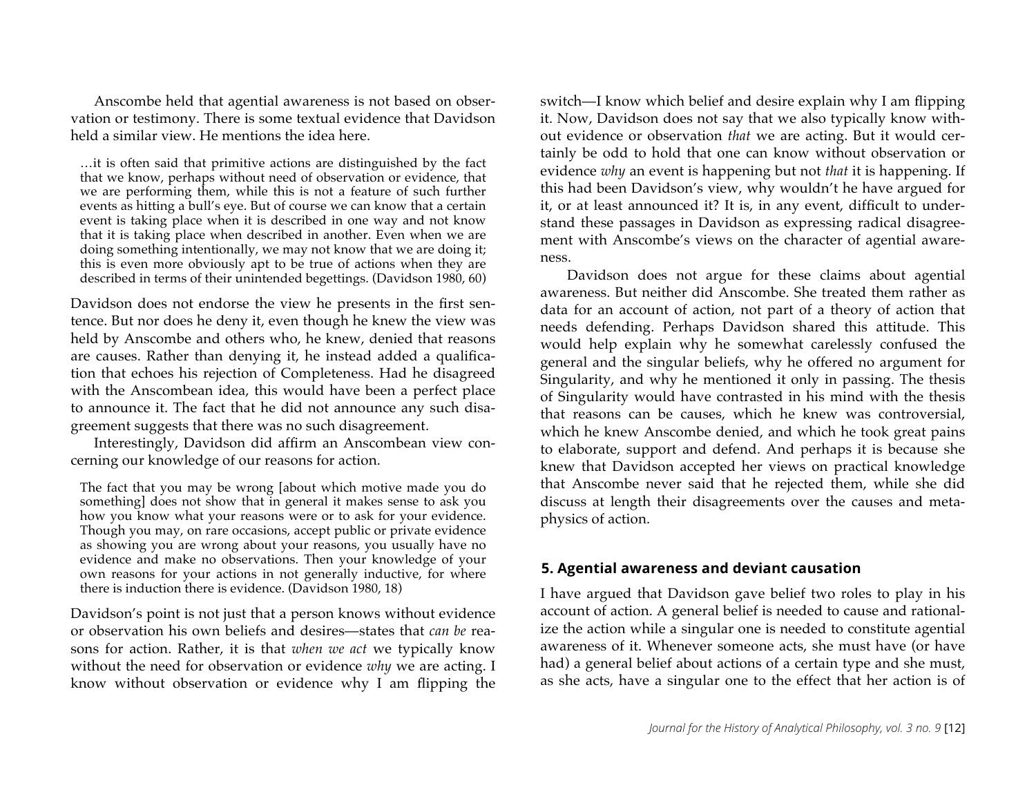Anscombe held that agential awareness is not based on observation or testimony. There is some textual evidence that Davidson held a similar view. He mentions the idea here.

> …it is often said that primitive actions are distinguished by the fact that we know, perhaps without need of observation or evidence, that we are performing them, while this is not a feature of such further events as hitting a bull's eye. But of course we can know that a certain event is taking place when it is described in one way and not know that it is taking place when described in another. Even when we are doing something intentionally, we may not know that we are doing it; this is even more obviously apt to be true of actions when they are described in terms of their unintended begettings. (Davidson 1980, 60)

Davidson does not endorse the view he presents in the first sentence. But nor does he deny it, even though he knew the view was held by Anscombe and others who, he knew, denied that reasons are causes. Rather than denying it, he instead added a qualification that echoes his rejection of Completeness. Had he disagreed with the Anscombean idea, this would have been a perfect place to announce it. The fact that he did not announce any such disagreement suggests that there was no such disagreement.

Interestingly, Davidson did affirm an Anscombean view concerning our knowledge of our reasons for action.

> The fact that you may be wrong [about which motive made you do something] does not show that in general it makes sense to ask you how you know what your reasons were or to ask for your evidence. Though you may, on rare occasions, accept public or private evidence as showing you are wrong about your reasons, you usually have no evidence and make no observations. Then your knowledge of your own reasons for your actions in not generally inductive, for where there is induction there is evidence. (Davidson 1980, 18)

Davidson's point is not just that a person knows without evidence or observation his own beliefs and desires—states that *can be* reasons for action. Rather, it is that *when we act* we typically know without the need for observation or evidence *why* we are acting. I know without observation or evidence why I am flipping the switch—I know which belief and desire explain why I am flipping it. Now, Davidson does not say that we also typically know without evidence or observation *that* we are acting. But it would certainly be odd to hold that one can know without observation or evidence *why* an event is happening but not *that* it is happening. If this had been Davidson's view, why wouldn't he have argued for it, or at least announced it? It is, in any event, difficult to understand these passages in Davidson as expressing radical disagreement with Anscombe's views on the character of agential awareness.

Davidson does not argue for these claims about agential awareness. But neither did Anscombe. She treated them rather as data for an account of action, not part of a theory of action that needs defending. Perhaps Davidson shared this attitude. This would help explain why he somewhat carelessly confused the general and the singular beliefs, why he offered no argument for Singularity, and why he mentioned it only in passing. The thesis of Singularity would have contrasted in his mind with the thesis that reasons can be causes, which he knew was controversial, which he knew Anscombe denied, and which he took great pains to elaborate, support and defend. And perhaps it is because she knew that Davidson accepted her views on practical knowledge that Anscombe never said that he rejected them, while she did discuss at length their disagreements over the causes and metaphysics of action.

## 5. Agential awareness and deviant causation

I have argued that Davidson gave belief two roles to play in his account of action. A general belief is needed to cause and rationalize the action while a singular one is needed to constitute agential awareness of it. Whenever someone acts, she must have (or have had) a general belief about actions of a certain type and she must, as she acts, have a singular one to the effect that her action is of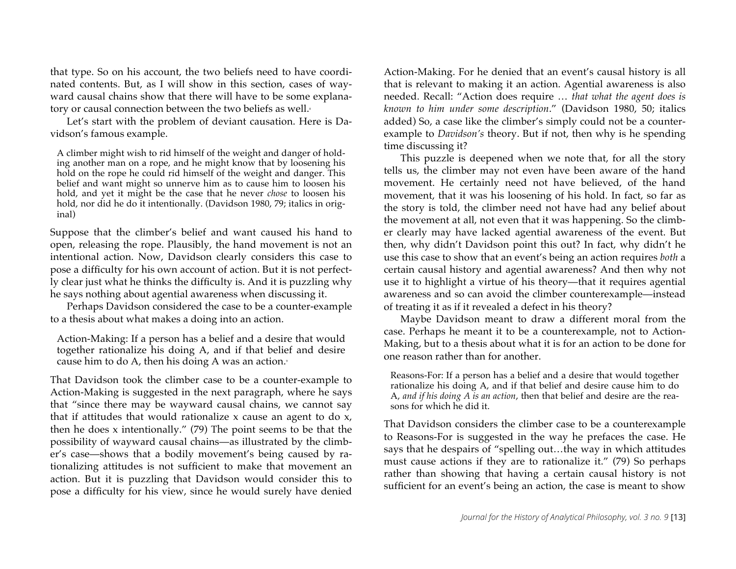that type. So on his account, the two beliefs need to have coordinated contents. But, as I will show in this section, cases of wayward causal chains show that there will have to be some explanatory or causal connection between the two beliefs as well.[8]

Let's start with the problem of deviant causation. Here is Davidson's famous example.

> A climber might wish to rid himself of the weight and danger of holding another man on a rope, and he might know that by loosening his hold on the rope he could rid himself of the weight and danger. This belief and want might so unnerve him as to cause him to loosen his hold, and yet it might be the case that he never *chose* to loosen his hold, nor did he do it intentionally. (Davidson 1980, 79; italics in original)

Suppose that the climber's belief and want caused his hand to open, releasing the rope. Plausibly, the hand movement is not an intentional action. Now, Davidson clearly considers this case to pose a difficulty for his own account of action. But it is not perfectly clear just what he thinks the difficulty is. And it is puzzling why he says nothing about agential awareness when discussing it.

Perhaps Davidson considered the case to be a counter-example to a thesis about what makes a doing into an action.

> Action-Making: If a person has a belief and a desire that would together rationalize his doing A, and if that belief and desire cause him to do A, then his doing A was an action.[9]

That Davidson took the climber case to be a counter-example to Action-Making is suggested in the next paragraph, where he says that "since there may be wayward causal chains, we cannot say that if attitudes that would rationalize x cause an agent to do x, then he does x intentionally." (79) The point seems to be that the possibility of wayward causal chains—as illustrated by the climber's case—shows that a bodily movement's being caused by rationalizing attitudes is not sufficient to make that movement an action. But it is puzzling that Davidson would consider this to pose a difficulty for his view, since he would surely have denied Action-Making. For he denied that an event's causal history is all that is relevant to making it an action. Agential awareness is also needed. Recall: "Action does require … *that what the agent does is known to him under some description*." (Davidson 1980, 50; italics added) So, a case like the climber's simply could not be a counterexample to *Davidson's* theory. But if not, then why is he spending time discussing it?

This puzzle is deepened when we note that, for all the story tells us, the climber may not even have been aware of the hand movement. He certainly need not have believed, of the hand movement, that it was his loosening of his hold. In fact, so far as the story is told, the climber need not have had any belief about the movement at all, not even that it was happening. So the climber clearly may have lacked agential awareness of the event. But then, why didn't Davidson point this out? In fact, why didn't he use this case to show that an event's being an action requires *both* a certain causal history and agential awareness? And then why not use it to highlight a virtue of his theory—that it requires agential awareness and so can avoid the climber counterexample—instead of treating it as if it revealed a defect in his theory?

Maybe Davidson meant to draw a different moral from the case. Perhaps he meant it to be a counterexample, not to Action-Making, but to a thesis about what it is for an action to be done for one reason rather than for another.

> Reasons-For: If a person has a belief and a desire that would together rationalize his doing A, and if that belief and desire cause him to do A, *and if his doing A is an action*, then that belief and desire are the reasons for which he did it.

That Davidson considers the climber case to be a counterexample to Reasons-For is suggested in the way he prefaces the case. He says that he despairs of "spelling out…the way in which attitudes must cause actions if they are to rationalize it." (79) So perhaps rather than showing that having a certain causal history is not sufficient for an event's being an action, the case is meant to show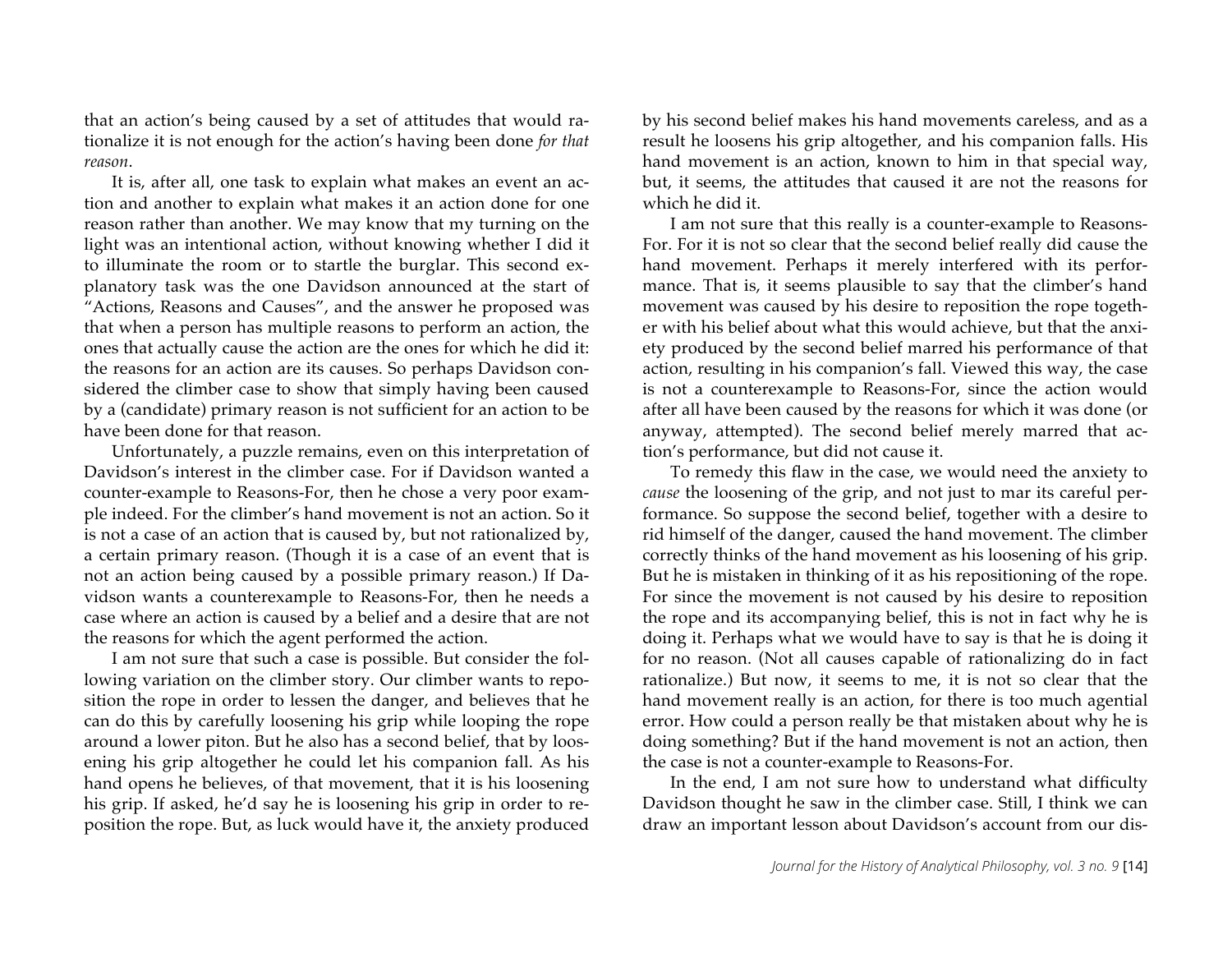that an action's being caused by a set of attitudes that would rationalize it is not enough for the action's having been done *for that reason*.

It is, after all, one task to explain what makes an event an action and another to explain what makes it an action done for one reason rather than another. We may know that my turning on the light was an intentional action, without knowing whether I did it to illuminate the room or to startle the burglar. This second explanatory task was the one Davidson announced at the start of "Actions, Reasons and Causes", and the answer he proposed was that when a person has multiple reasons to perform an action, the ones that actually cause the action are the ones for which he did it: the reasons for an action are its causes. So perhaps Davidson considered the climber case to show that simply having been caused by a (candidate) primary reason is not sufficient for an action to be have been done for that reason.

Unfortunately, a puzzle remains, even on this interpretation of Davidson's interest in the climber case. For if Davidson wanted a counter-example to Reasons-For, then he chose a very poor example indeed. For the climber's hand movement is not an action. So it is not a case of an action that is caused by, but not rationalized by, a certain primary reason. (Though it is a case of an event that is not an action being caused by a possible primary reason.) If Davidson wants a counterexample to Reasons-For, then he needs a case where an action is caused by a belief and a desire that are not the reasons for which the agent performed the action.

I am not sure that such a case is possible. But consider the following variation on the climber story. Our climber wants to reposition the rope in order to lessen the danger, and believes that he can do this by carefully loosening his grip while looping the rope around a lower piton. But he also has a second belief, that by loosening his grip altogether he could let his companion fall. As his hand opens he believes, of that movement, that it is his loosening his grip. If asked, he'd say he is loosening his grip in order to reposition the rope. But, as luck would have it, the anxiety produced by his second belief makes his hand movements careless, and as a result he loosens his grip altogether, and his companion falls. His hand movement is an action, known to him in that special way, but, it seems, the attitudes that caused it are not the reasons for which he did it.

I am not sure that this really is a counter-example to Reasons-For. For it is not so clear that the second belief really did cause the hand movement. Perhaps it merely interfered with its performance. That is, it seems plausible to say that the climber's hand movement was caused by his desire to reposition the rope together with his belief about what this would achieve, but that the anxiety produced by the second belief marred his performance of that action, resulting in his companion's fall. Viewed this way, the case is not a counterexample to Reasons-For, since the action would after all have been caused by the reasons for which it was done (or anyway, attempted). The second belief merely marred that action's performance, but did not cause it.

To remedy this flaw in the case, we would need the anxiety to *cause* the loosening of the grip, and not just to mar its careful performance. So suppose the second belief, together with a desire to rid himself of the danger, caused the hand movement. The climber correctly thinks of the hand movement as his loosening of his grip. But he is mistaken in thinking of it as his repositioning of the rope. For since the movement is not caused by his desire to reposition the rope and its accompanying belief, this is not in fact why he is doing it. Perhaps what we would have to say is that he is doing it for no reason. (Not all causes capable of rationalizing do in fact rationalize.) But now, it seems to me, it is not so clear that the hand movement really is an action, for there is too much agential error. How could a person really be that mistaken about why he is doing something? But if the hand movement is not an action, then the case is not a counter-example to Reasons-For.

In the end, I am not sure how to understand what difficulty Davidson thought he saw in the climber case. Still, I think we can draw an important lesson about Davidson's account from our dis-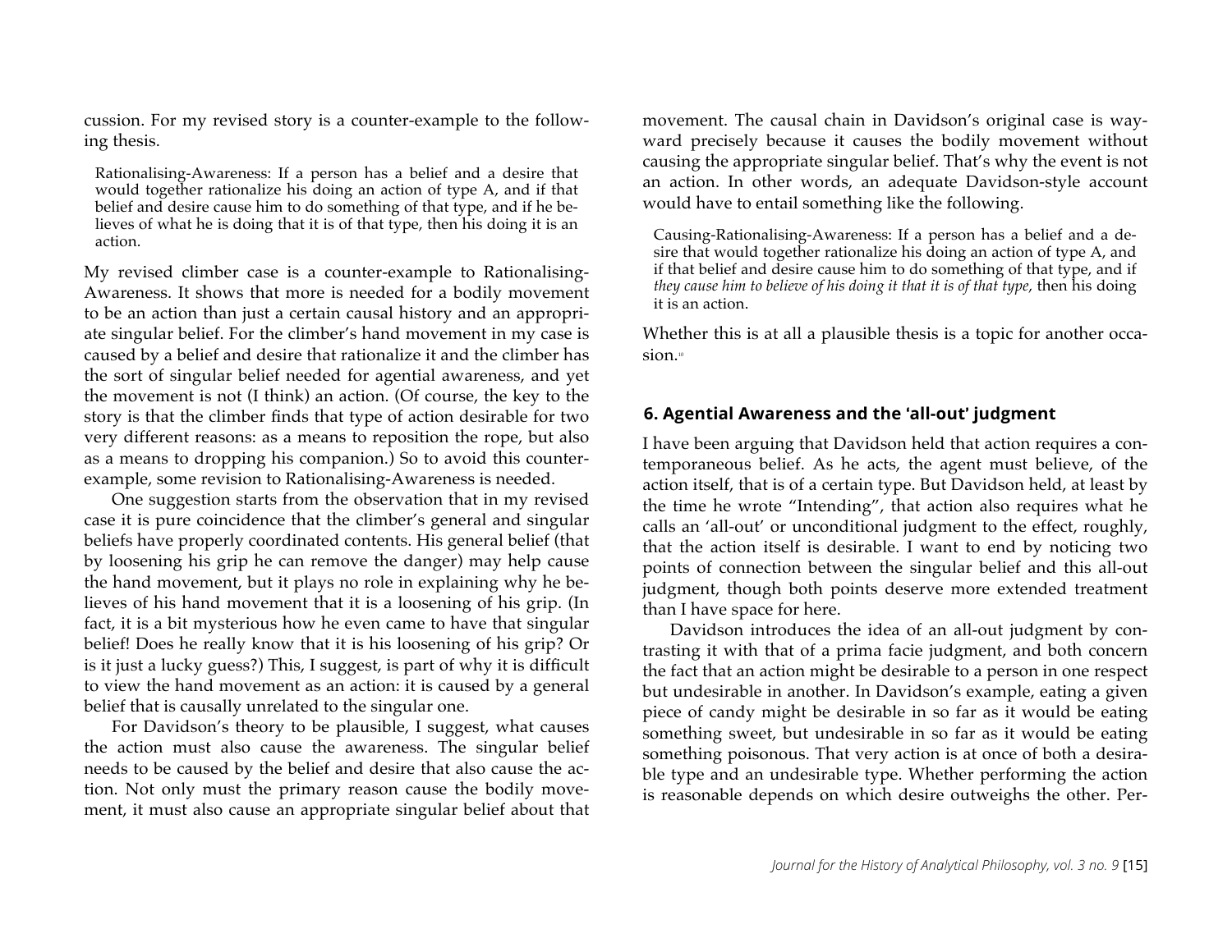cussion. For my revised story is a counter-example to the following thesis.

> Rationalising-Awareness: If a person has a belief and a desire that would together rationalize his doing an action of type A, and if that belief and desire cause him to do something of that type, and if he believes of what he is doing that it is of that type, then his doing it is an action.

My revised climber case is a counter-example to Rationalising-Awareness. It shows that more is needed for a bodily movement to be an action than just a certain causal history and an appropriate singular belief. For the climber's hand movement in my case is caused by a belief and desire that rationalize it and the climber has the sort of singular belief needed for agential awareness, and yet the movement is not (I think) an action. (Of course, the key to the story is that the climber finds that type of action desirable for two very different reasons: as a means to reposition the rope, but also as a means to dropping his companion.) So to avoid this counter-example, some revision to Rationalising-Awareness is needed.

One suggestion starts from the observation that in my revised case it is pure coincidence that the climber's general and singular beliefs have properly coordinated contents. His general belief (that by loosening his grip he can remove the danger) may help cause the hand movement, but it plays no role in explaining why he believes of his hand movement that it is a loosening of his grip. (In fact, it is a bit mysterious how he even came to have that singular belief! Does he really know that it is his loosening of his grip? Or is it just a lucky guess?) This, I suggest, is part of why it is difficult to view the hand movement as an action: it is caused by a general belief that is causally unrelated to the singular one.

For Davidson's theory to be plausible, I suggest, what causes the action must also cause the awareness. The singular belief needs to be caused by the belief and desire that also cause the action. Not only must the primary reason cause the bodily movement, it must also cause an appropriate singular belief about that movement. The causal chain in Davidson's original case is wayward precisely because it causes the bodily movement without causing the appropriate singular belief. That's why the event is not an action. In other words, an adequate Davidson-style account would have to entail something like the following.

> Causing-Rationalising-Awareness: If a person has a belief and a desire that would together rationalize his doing an action of type A, and if that belief and desire cause him to do something of that type, and if *they cause him to believe of his doing it that it is of that type*, then his doing it is an action.

Whether this is at all a plausible thesis is a topic for another occasion.[10]

## 6. Agential Awareness and the 'all-out' judgment

I have been arguing that Davidson held that action requires a contemporaneous belief. As he acts, the agent must believe, of the action itself, that is of a certain type. But Davidson held, at least by the time he wrote "Intending", that action also requires what he calls an 'all-out' or unconditional judgment to the effect, roughly, that the action itself is desirable. I want to end by noticing two points of connection between the singular belief and this all-out judgment, though both points deserve more extended treatment than I have space for here.

Davidson introduces the idea of an all-out judgment by contrasting it with that of a prima facie judgment, and both concern the fact that an action might be desirable to a person in one respect but undesirable in another. In Davidson's example, eating a given piece of candy might be desirable in so far as it would be eating something sweet, but undesirable in so far as it would be eating something poisonous. That very action is at once of both a desirable type and an undesirable type. Whether performing the action is reasonable depends on which desire outweighs the other. Per-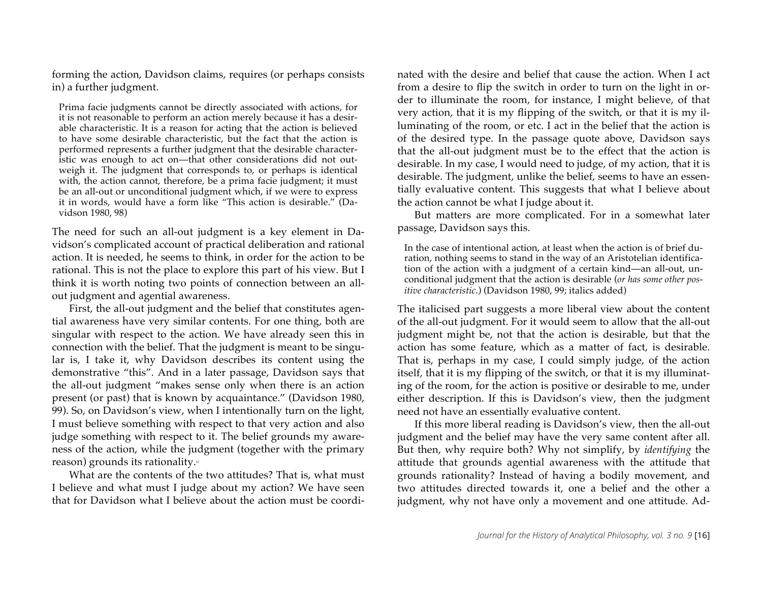forming the action, Davidson claims, requires (or perhaps consists in) a further judgment.

> Prima facie judgments cannot be directly associated with actions, for it is not reasonable to perform an action merely because it has a desirable characteristic. It is a reason for acting that the action is believed to have some desirable characteristic, but the fact that the action is performed represents a further judgment that the desirable characteristic was enough to act on—that other considerations did not outweigh it. The judgment that corresponds to, or perhaps is identical with, the action cannot, therefore, be a prima facie judgment; it must be an all-out or unconditional judgment which, if we were to express it in words, would have a form like "This action is desirable." (Davidson 1980, 98)

The need for such an all-out judgment is a key element in Davidson's complicated account of practical deliberation and rational action. It is needed, he seems to think, in order for the action to be rational. This is not the place to explore this part of his view. But I think it is worth noting two points of connection between an all-out judgment and agential awareness.

First, the all-out judgment and the belief that constitutes agential awareness have very similar contents. For one thing, both are singular with respect to the action. We have already seen this in connection with the belief. That the judgment is meant to be singular is, I take it, why Davidson describes its content using the demonstrative "this". And in a later passage, Davidson says that the all-out judgment "makes sense only when there is an action present (or past) that is known by acquaintance." (Davidson 1980, 99). So, on Davidson's view, when I intentionally turn on the light, I must believe something with respect to that very action and also judge something with respect to it. The belief grounds my awareness of the action, while the judgment (together with the primary reason) grounds its rationality.[11]

What are the contents of the two attitudes? That is, what must I believe and what must I judge about my action? We have seen that for Davidson what I believe about the action must be coordinated with the desire and belief that cause the action. When I act from a desire to flip the switch in order to turn on the light in order to illuminate the room, for instance, I might believe, of that very action, that it is my flipping of the switch, or that it is my illuminating of the room, or etc. I act in the belief that the action is of the desired type. In the passage quote above, Davidson says that the all-out judgment must be to the effect that the action is desirable. In my case, I would need to judge, of my action, that it is desirable. The judgment, unlike the belief, seems to have an essentially evaluative content. This suggests that what I believe about the action cannot be what I judge about it.

But matters are more complicated. For in a somewhat later passage, Davidson says this.

> In the case of intentional action, at least when the action is of brief duration, nothing seems to stand in the way of an Aristotelian identification of the action with a judgment of a certain kind—an all-out, unconditional judgment that the action is desirable (*or has some other positive characteristic*.) (Davidson 1980, 99; italics added)

The italicised part suggests a more liberal view about the content of the all-out judgment. For it would seem to allow that the all-out judgment might be, not that the action is desirable, but that the action has some feature, which as a matter of fact, is desirable. That is, perhaps in my case, I could simply judge, of the action itself, that it is my flipping of the switch, or that it is my illuminating of the room, for the action is positive or desirable to me, under either description. If this is Davidson's view, then the judgment need not have an essentially evaluative content.

If this more liberal reading is Davidson's view, then the all-out judgment and the belief may have the very same content after all. But then, why require both? Why not simplify, by *identifying* the attitude that grounds agential awareness with the attitude that grounds rationality? Instead of having a bodily movement, and two attitudes directed towards it, one a belief and the other a judgment, why not have only a movement and one attitude. Ad-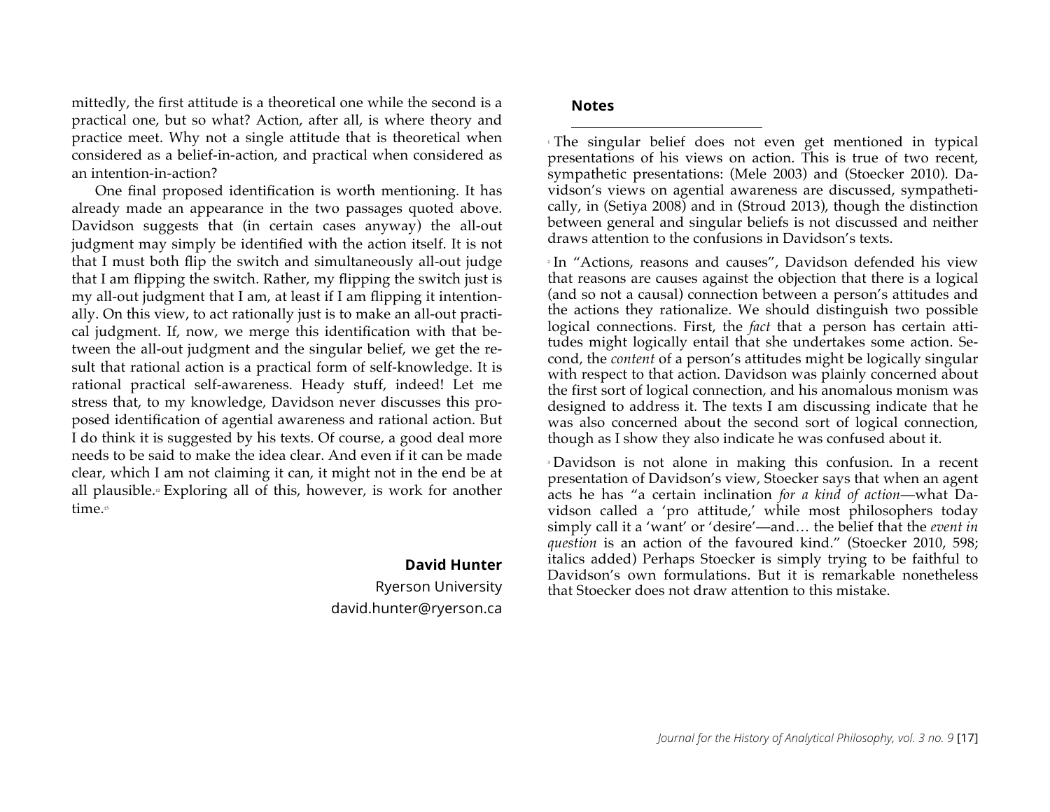mittedly, the first attitude is a theoretical one while the second is a practical one, but so what? Action, after all, is where theory and practice meet. Why not a single attitude that is theoretical when considered as a belief-in-action, and practical when considered as an intention-in-action?

One final proposed identification is worth mentioning. It has already made an appearance in the two passages quoted above. Davidson suggests that (in certain cases anyway) the all-out judgment may simply be identified with the action itself. It is not that I must both flip the switch and simultaneously all-out judge that I am flipping the switch. Rather, my flipping the switch just is my all-out judgment that I am, at least if I am flipping it intentionally. On this view, to act rationally just is to make an all-out practical judgment. If, now, we merge this identification with that between the all-out judgment and the singular belief, we get the result that rational action is a practical form of self-knowledge. It is rational practical self-awareness. Heady stuff, indeed! Let me stress that, to my knowledge, Davidson never discusses this proposed identification of agential awareness and rational action. But I do think it is suggested by his texts. Of course, a good deal more needs to be said to make the idea clear. And even if it can be made clear, which I am not claiming it can, it might not in the end be at all plausible.[12] Exploring all of this, however, is work for another time.[13]

**David Hunter**
Ryerson University
david.hunter@ryerson.ca

## Notes

[1] The singular belief does not even get mentioned in typical presentations of his views on action. This is true of two recent, sympathetic presentations: (Mele 2003) and (Stoecker 2010). Davidson's views on agential awareness are discussed, sympathetically, in (Setiya 2008) and in (Stroud 2013), though the distinction between general and singular beliefs is not discussed and neither draws attention to the confusions in Davidson's texts.

[2] In "Actions, reasons and causes", Davidson defended his view that reasons are causes against the objection that there is a logical (and so not a causal) connection between a person's attitudes and the actions they rationalize. We should distinguish two possible logical connections. First, the *fact* that a person has certain attitudes might logically entail that she undertakes some action. Second, the *content* of a person's attitudes might be logically singular with respect to that action. Davidson was plainly concerned about the first sort of logical connection, and his anomalous monism was designed to address it. The texts I am discussing indicate that he was also concerned about the second sort of logical connection, though as I show they also indicate he was confused about it.

[3] Davidson is not alone in making this confusion. In a recent presentation of Davidson's view, Stoecker says that when an agent acts he has "a certain inclination *for a kind of action*—what Davidson called a 'pro attitude,' while most philosophers today simply call it a 'want' or 'desire'—and… the belief that the *event in question* is an action of the favoured kind." (Stoecker 2010, 598; italics added) Perhaps Stoecker is simply trying to be faithful to Davidson's own formulations. But it is remarkable nonetheless that Stoecker does not draw attention to this mistake.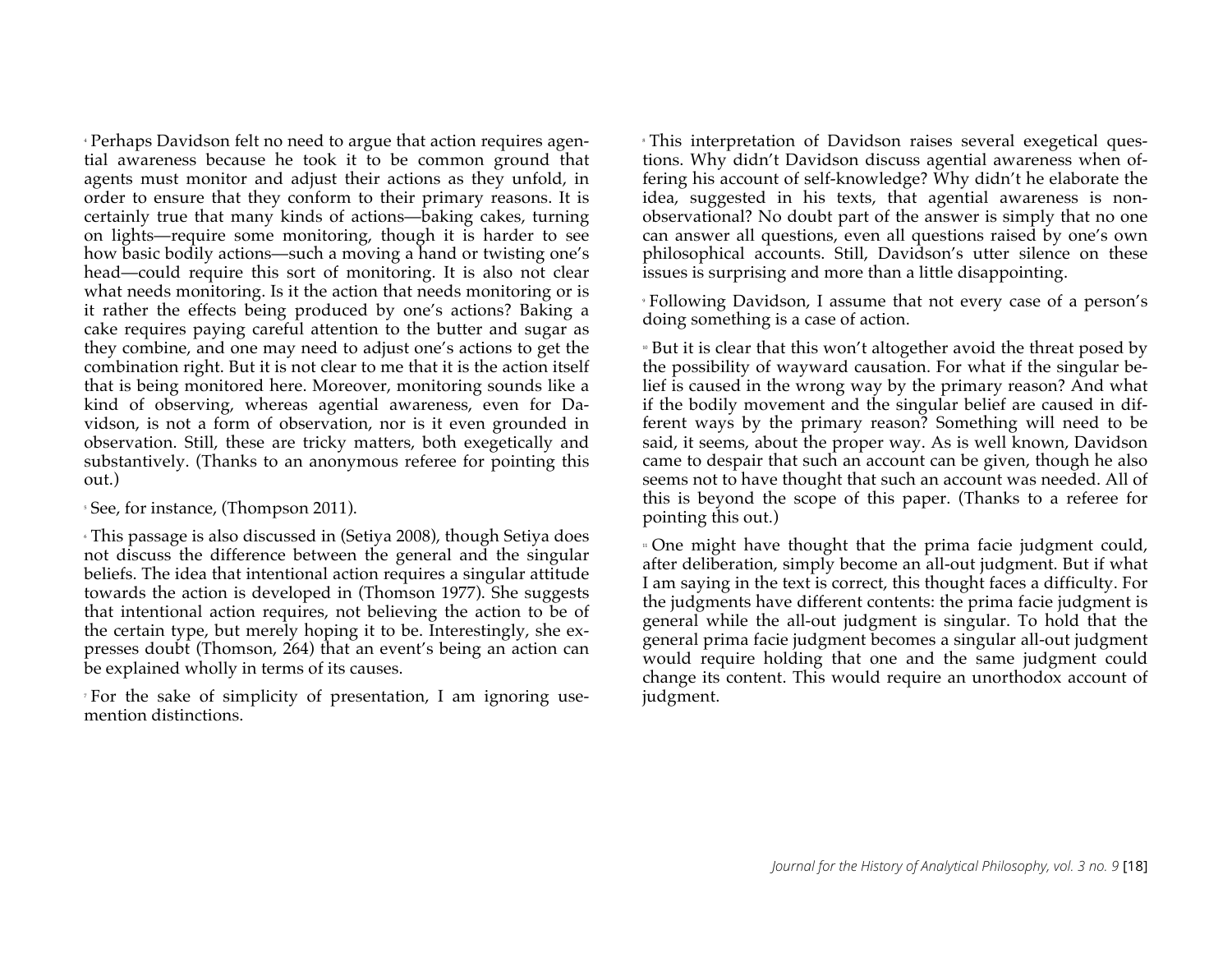[4] Perhaps Davidson felt no need to argue that action requires agential awareness because he took it to be common ground that agents must monitor and adjust their actions as they unfold, in order to ensure that they conform to their primary reasons. It is certainly true that many kinds of actions—baking cakes, turning on lights—require some monitoring, though it is harder to see how basic bodily actions—such a moving a hand or twisting one's head—could require this sort of monitoring. It is also not clear what needs monitoring. Is it the action that needs monitoring or is it rather the effects being produced by one's actions? Baking a cake requires paying careful attention to the butter and sugar as they combine, and one may need to adjust one's actions to get the combination right. But it is not clear to me that it is the action itself that is being monitored here. Moreover, monitoring sounds like a kind of observing, whereas agential awareness, even for Davidson, is not a form of observation, nor is it even grounded in observation. Still, these are tricky matters, both exegetically and substantively. (Thanks to an anonymous referee for pointing this out.)

[5] See, for instance, (Thompson 2011).

[6] This passage is also discussed in (Setiya 2008), though Setiya does not discuss the difference between the general and the singular beliefs. The idea that intentional action requires a singular attitude towards the action is developed in (Thomson 1977). She suggests that intentional action requires, not believing the action to be of the certain type, but merely hoping it to be. Interestingly, she expresses doubt (Thomson, 264) that an event's being an action can be explained wholly in terms of its causes.

[7] For the sake of simplicity of presentation, I am ignoring use-mention distinctions.

[8] This interpretation of Davidson raises several exegetical questions. Why didn't Davidson discuss agential awareness when offering his account of self-knowledge? Why didn't he elaborate the idea, suggested in his texts, that agential awareness is non-observational? No doubt part of the answer is simply that no one can answer all questions, even all questions raised by one's own philosophical accounts. Still, Davidson's utter silence on these issues is surprising and more than a little disappointing.

[9] Following Davidson, I assume that not every case of a person's doing something is a case of action.

[10] But it is clear that this won't altogether avoid the threat posed by the possibility of wayward causation. For what if the singular belief is caused in the wrong way by the primary reason? And what if the bodily movement and the singular belief are caused in different ways by the primary reason? Something will need to be said, it seems, about the proper way. As is well known, Davidson came to despair that such an account can be given, though he also seems not to have thought that such an account was needed. All of this is beyond the scope of this paper. (Thanks to a referee for pointing this out.)

[11] One might have thought that the prima facie judgment could, after deliberation, simply become an all-out judgment. But if what I am saying in the text is correct, this thought faces a difficulty. For the judgments have different contents: the prima facie judgment is general while the all-out judgment is singular. To hold that the general prima facie judgment becomes a singular all-out judgment would require holding that one and the same judgment could change its content. This would require an unorthodox account of judgment.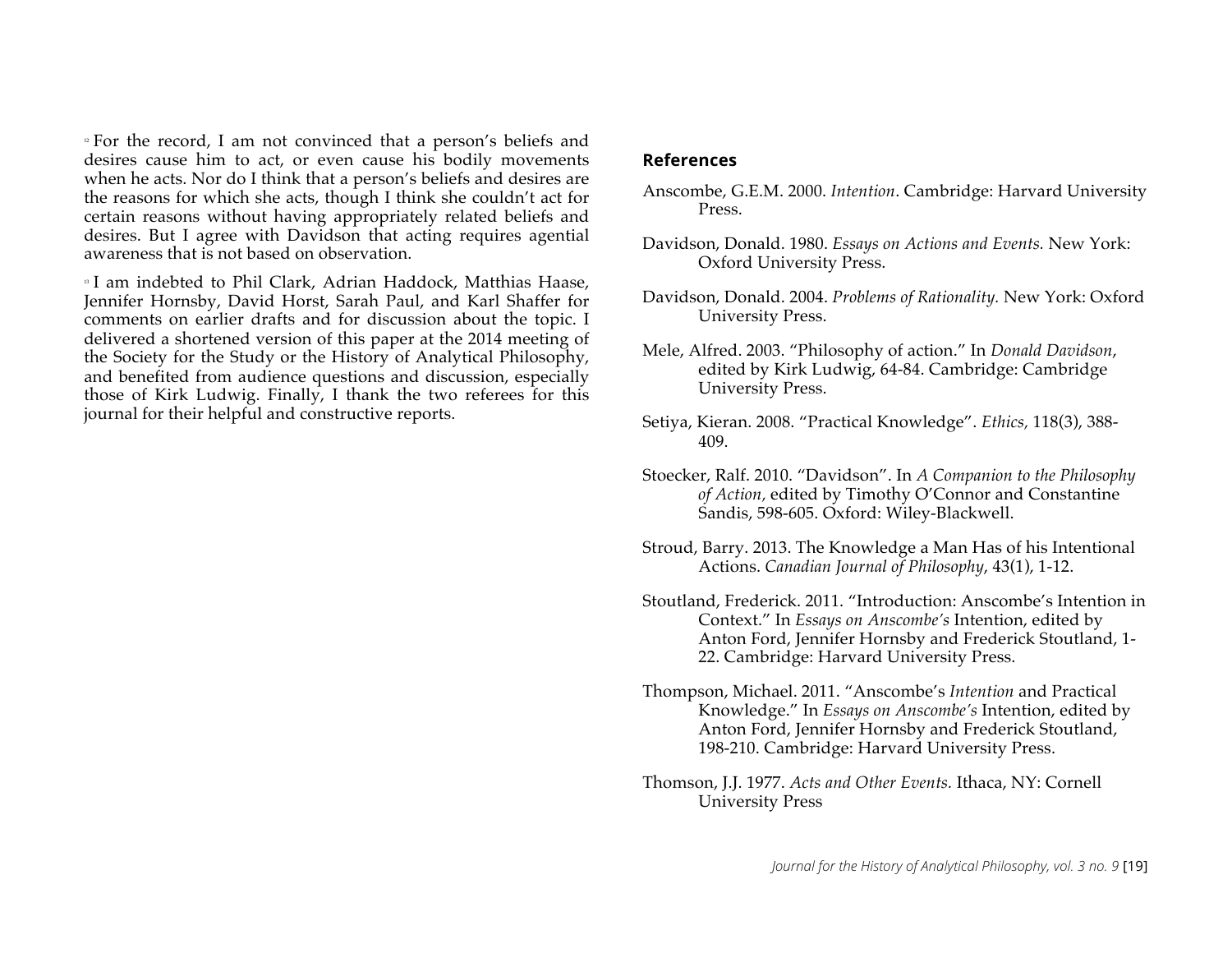[12] For the record, I am not convinced that a person's beliefs and desires cause him to act, or even cause his bodily movements when he acts. Nor do I think that a person's beliefs and desires are the reasons for which she acts, though I think she couldn't act for certain reasons without having appropriately related beliefs and desires. But I agree with Davidson that acting requires agential awareness that is not based on observation.

[13] I am indebted to Phil Clark, Adrian Haddock, Matthias Haase, Jennifer Hornsby, David Horst, Sarah Paul, and Karl Shaffer for comments on earlier drafts and for discussion about the topic. I delivered a shortened version of this paper at the 2014 meeting of the Society for the Study or the History of Analytical Philosophy, and benefited from audience questions and discussion, especially those of Kirk Ludwig. Finally, I thank the two referees for this journal for their helpful and constructive reports.

## References

Anscombe, G.E.M. 2000. *Intention*. Cambridge: Harvard University Press.

Davidson, Donald. 1980. *Essays on Actions and Events.* New York: Oxford University Press.

Davidson, Donald. 2004. *Problems of Rationality.* New York: Oxford University Press.

Mele, Alfred. 2003. "Philosophy of action." In *Donald Davidson*, edited by Kirk Ludwig, 64-84. Cambridge: Cambridge University Press.

Setiya, Kieran. 2008. "Practical Knowledge". *Ethics*, 118(3), 388-409.

Stoecker, Ralf. 2010. "Davidson". In *A Companion to the Philosophy of Action*, edited by Timothy O'Connor and Constantine Sandis, 598-605. Oxford: Wiley-Blackwell.

Stroud, Barry. 2013. The Knowledge a Man Has of his Intentional Actions. *Canadian Journal of Philosophy*, 43(1), 1-12.

Stoutland, Frederick. 2011. "Introduction: Anscombe's Intention in Context." In *Essays on Anscombe's* Intention, edited by Anton Ford, Jennifer Hornsby and Frederick Stoutland, 1-22. Cambridge: Harvard University Press.

Thompson, Michael. 2011. "Anscombe's *Intention* and Practical Knowledge." In *Essays on Anscombe's* Intention, edited by Anton Ford, Jennifer Hornsby and Frederick Stoutland, 198-210. Cambridge: Harvard University Press.

Thomson, J.J. 1977. *Acts and Other Events.* Ithaca, NY: Cornell University Press